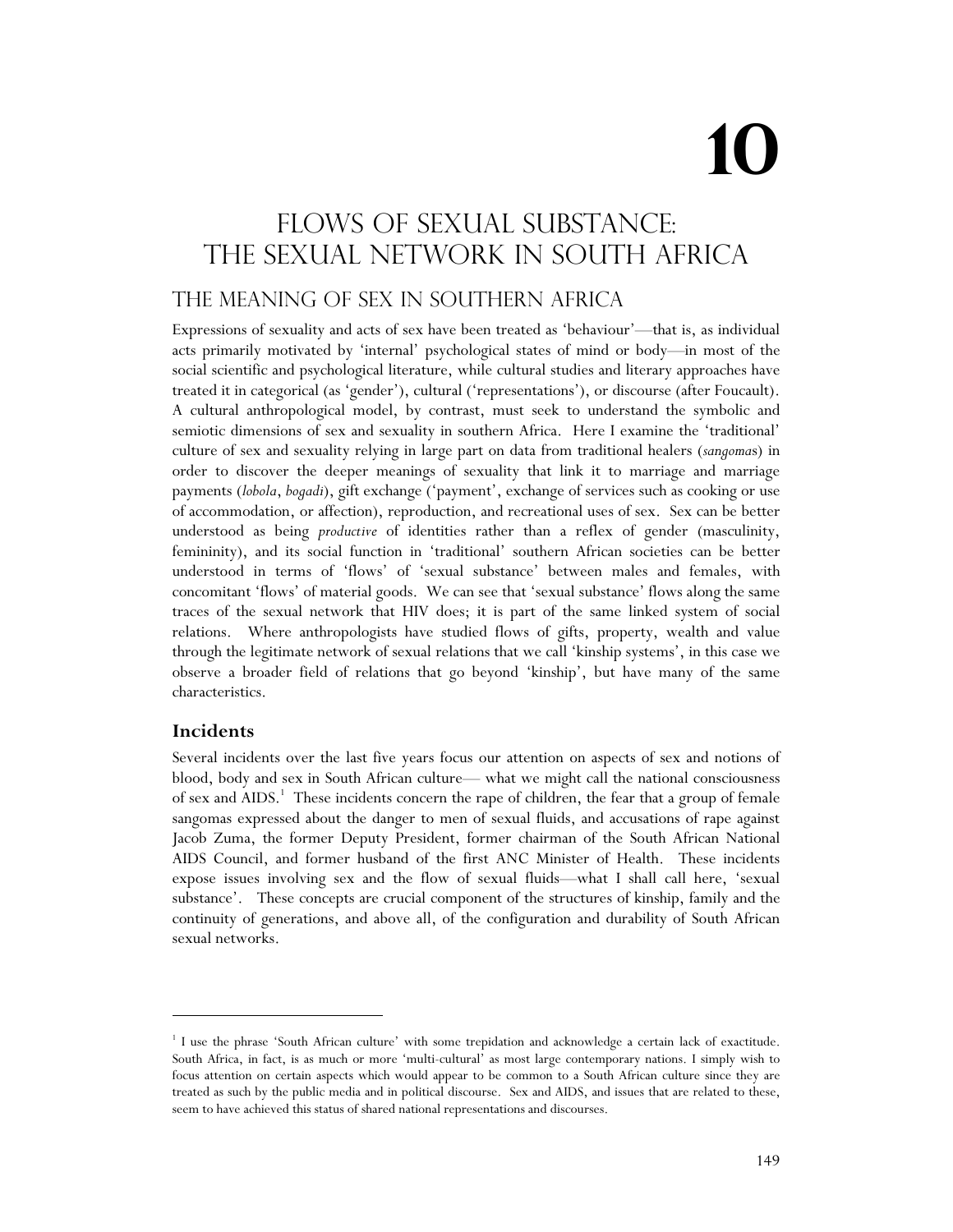# 10

# FLOWS OF SEXUAL SUBSTANCE: THE SEXUAL NETWORK IN SOUTH AFRICA

## THE MEANING OF SEX IN SOUTHERN AFRICA

Expressions of sexuality and acts of sex have been treated as 'behaviour'—that is, as individual acts primarily motivated by 'internal' psychological states of mind or body—in most of the social scientific and psychological literature, while cultural studies and literary approaches have treated it in categorical (as 'gender'), cultural ('representations'), or discourse (after Foucault). A cultural anthropological model, by contrast, must seek to understand the symbolic and semiotic dimensions of sex and sexuality in southern Africa. Here I examine the 'traditional' culture of sex and sexuality relying in large part on data from traditional healers (*sangomas*) in order to discover the deeper meanings of sexuality that link it to marriage and marriage payments (*lobola*, *bogadi*), gift exchange ('payment', exchange of services such as cooking or use of accommodation, or affection), reproduction, and recreational uses of sex. Sex can be better understood as being *productive* of identities rather than a reflex of gender (masculinity, femininity), and its social function in 'traditional' southern African societies can be better understood in terms of 'flows' of 'sexual substance' between males and females, with concomitant 'flows' of material goods. We can see that 'sexual substance' flows along the same traces of the sexual network that HIV does; it is part of the same linked system of social relations. Where anthropologists have studied flows of gifts, property, wealth and value through the legitimate network of sexual relations that we call 'kinship systems', in this case we observe a broader field of relations that go beyond 'kinship', but have many of the same characteristics.

### Incidents

Several incidents over the last five years focus our attention on aspects of sex and notions of blood, body and sex in South African culture— what we might call the national consciousness of sex and AIDS.[1] These incidents concern the rape of children, the fear that a group of female sangomas expressed about the danger to men of sexual fluids, and accusations of rape against Jacob Zuma, the former Deputy President, former chairman of the South African National AIDS Council, and former husband of the first ANC Minister of Health. These incidents expose issues involving sex and the flow of sexual fluids—what I shall call here, 'sexual substance'. These concepts are crucial component of the structures of kinship, family and the continuity of generations, and above all, of the configuration and durability of South African sexual networks.

---

[1] I use the phrase 'South African culture' with some trepidation and acknowledge a certain lack of exactitude. South Africa, in fact, is as much or more 'multi-cultural' as most large contemporary nations. I simply wish to focus attention on certain aspects which would appear to be common to a South African culture since they are treated as such by the public media and in political discourse. Sex and AIDS, and issues that are related to these, seem to have achieved this status of shared national representations and discourses.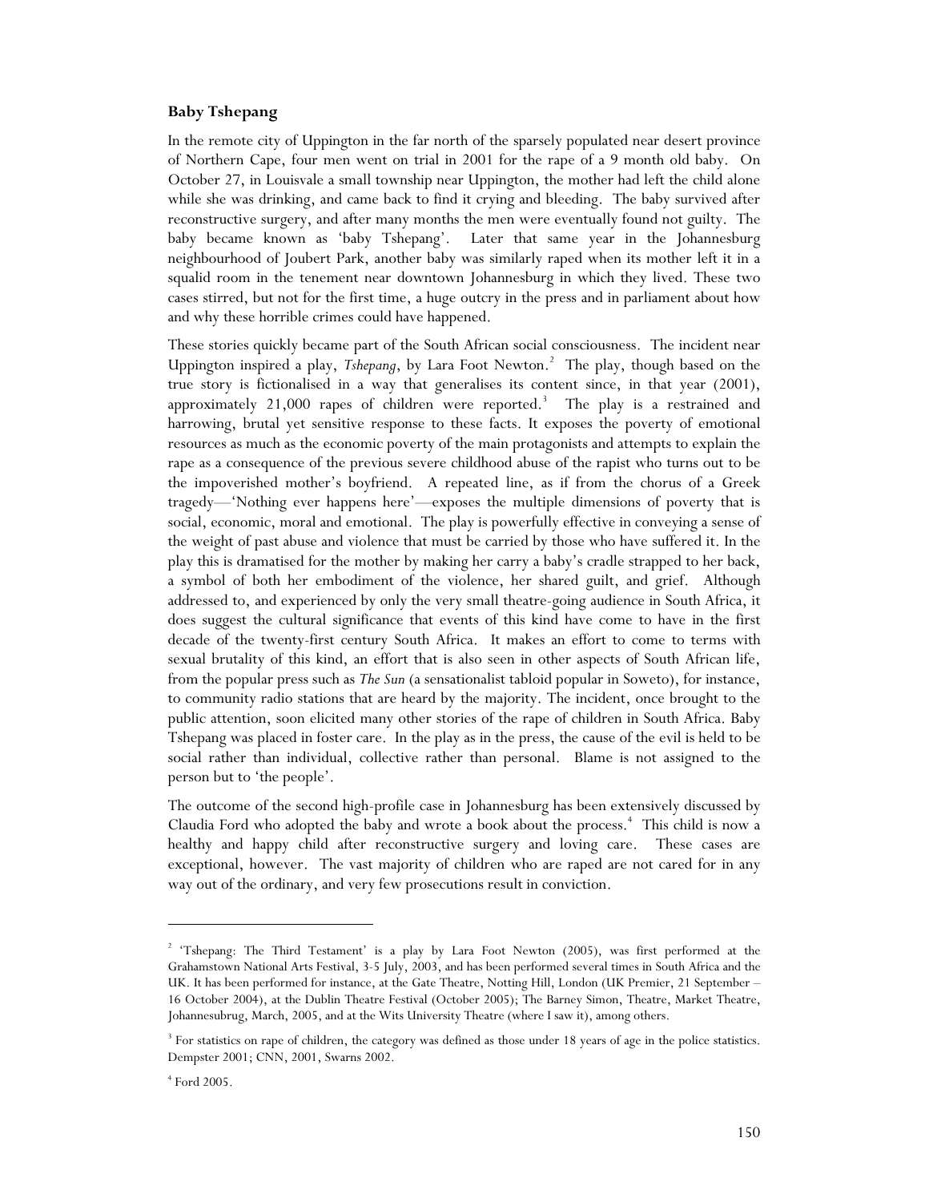**Baby Tshepang**

In the remote city of Uppington in the far north of the sparsely populated near desert province of Northern Cape, four men went on trial in 2001 for the rape of a 9 month old baby. On October 27, in Louisvale a small township near Uppington, the mother had left the child alone while she was drinking, and came back to find it crying and bleeding. The baby survived after reconstructive surgery, and after many months the men were eventually found not guilty. The baby became known as 'baby Tshepang'. Later that same year in the Johannesburg neighbourhood of Joubert Park, another baby was similarly raped when its mother left it in a squalid room in the tenement near downtown Johannesburg in which they lived. These two cases stirred, but not for the first time, a huge outcry in the press and in parliament about how and why these horrible crimes could have happened.

These stories quickly became part of the South African social consciousness. The incident near Uppington inspired a play, *Tshepang*, by Lara Foot Newton.[2] The play, though based on the true story is fictionalised in a way that generalises its content since, in that year (2001), approximately 21,000 rapes of children were reported.[3] The play is a restrained and harrowing, brutal yet sensitive response to these facts. It exposes the poverty of emotional resources as much as the economic poverty of the main protagonists and attempts to explain the rape as a consequence of the previous severe childhood abuse of the rapist who turns out to be the impoverished mother's boyfriend. A repeated line, as if from the chorus of a Greek tragedy—'Nothing ever happens here'—exposes the multiple dimensions of poverty that is social, economic, moral and emotional. The play is powerfully effective in conveying a sense of the weight of past abuse and violence that must be carried by those who have suffered it. In the play this is dramatised for the mother by making her carry a baby's cradle strapped to her back, a symbol of both her embodiment of the violence, her shared guilt, and grief. Although addressed to, and experienced by only the very small theatre-going audience in South Africa, it does suggest the cultural significance that events of this kind have come to have in the first decade of the twenty-first century South Africa. It makes an effort to come to terms with sexual brutality of this kind, an effort that is also seen in other aspects of South African life, from the popular press such as *The Sun* (a sensationalist tabloid popular in Soweto), for instance, to community radio stations that are heard by the majority. The incident, once brought to the public attention, soon elicited many other stories of the rape of children in South Africa. Baby Tshepang was placed in foster care. In the play as in the press, the cause of the evil is held to be social rather than individual, collective rather than personal. Blame is not assigned to the person but to 'the people'.

The outcome of the second high-profile case in Johannesburg has been extensively discussed by Claudia Ford who adopted the baby and wrote a book about the process.[4] This child is now a healthy and happy child after reconstructive surgery and loving care. These cases are exceptional, however. The vast majority of children who are raped are not cared for in any way out of the ordinary, and very few prosecutions result in conviction.

---

[2] 'Tshepang: The Third Testament' is a play by Lara Foot Newton (2005), was first performed at the Grahamstown National Arts Festival, 3-5 July, 2003, and has been performed several times in South Africa and the UK. It has been performed for instance, at the Gate Theatre, Notting Hill, London (UK Premier, 21 September – 16 October 2004), at the Dublin Theatre Festival (October 2005); The Barney Simon, Theatre, Market Theatre, Johannesubrug, March, 2005, and at the Wits University Theatre (where I saw it), among others.

[3] For statistics on rape of children, the category was defined as those under 18 years of age in the police statistics. Dempster 2001; CNN, 2001, Swarns 2002.

[4] Ford 2005.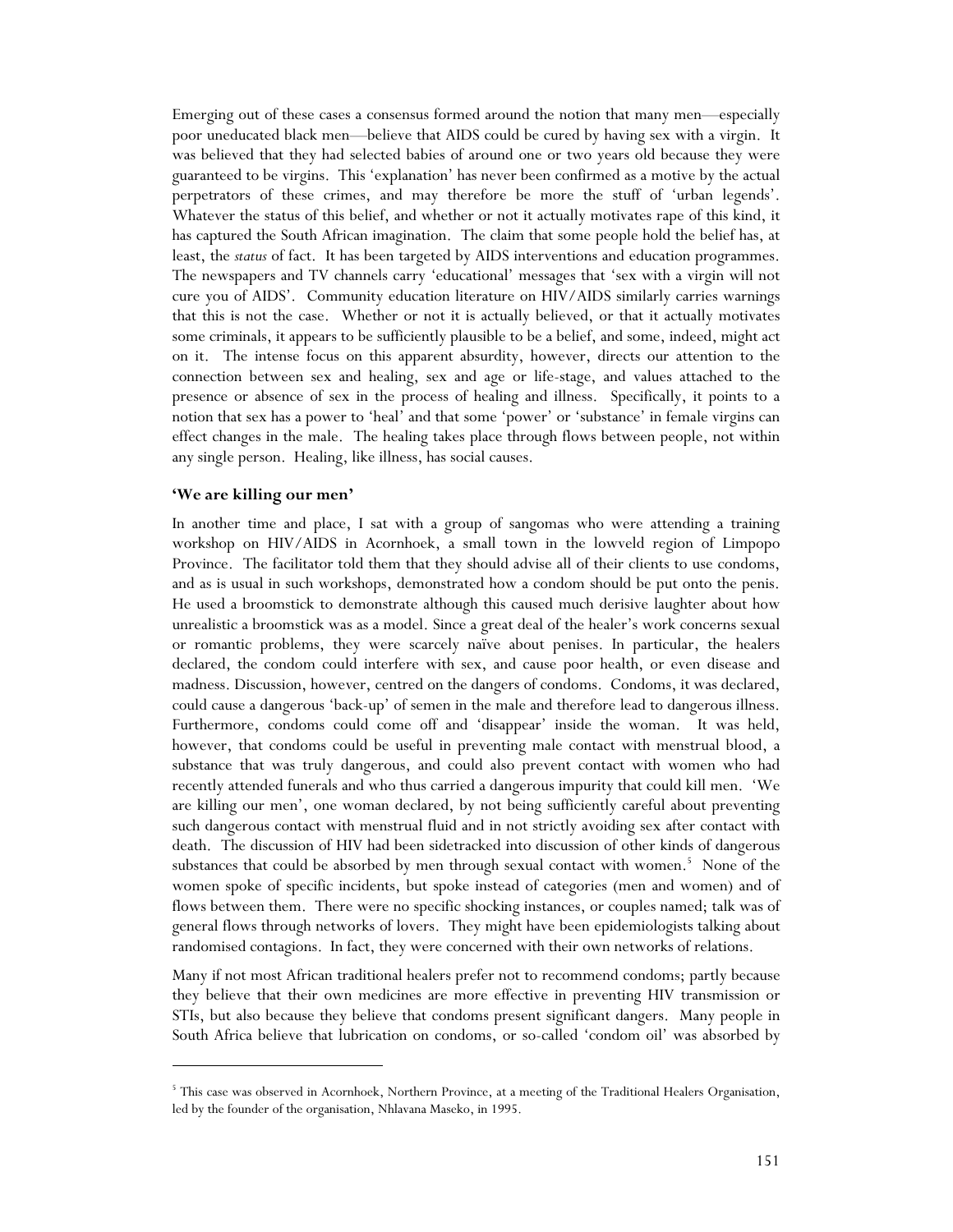Emerging out of these cases a consensus formed around the notion that many men—especially poor uneducated black men—believe that AIDS could be cured by having sex with a virgin. It was believed that they had selected babies of around one or two years old because they were guaranteed to be virgins. This 'explanation' has never been confirmed as a motive by the actual perpetrators of these crimes, and may therefore be more the stuff of 'urban legends'. Whatever the status of this belief, and whether or not it actually motivates rape of this kind, it has captured the South African imagination. The claim that some people hold the belief has, at least, the *status* of fact. It has been targeted by AIDS interventions and education programmes. The newspapers and TV channels carry 'educational' messages that 'sex with a virgin will not cure you of AIDS'. Community education literature on HIV/AIDS similarly carries warnings that this is not the case. Whether or not it is actually believed, or that it actually motivates some criminals, it appears to be sufficiently plausible to be a belief, and some, indeed, might act on it. The intense focus on this apparent absurdity, however, directs our attention to the connection between sex and healing, sex and age or life-stage, and values attached to the presence or absence of sex in the process of healing and illness. Specifically, it points to a notion that sex has a power to 'heal' and that some 'power' or 'substance' in female virgins can effect changes in the male. The healing takes place through flows between people, not within any single person. Healing, like illness, has social causes.

## 'We are killing our men'

In another time and place, I sat with a group of sangomas who were attending a training workshop on HIV/AIDS in Acornhoek, a small town in the lowveld region of Limpopo Province. The facilitator told them that they should advise all of their clients to use condoms, and as is usual in such workshops, demonstrated how a condom should be put onto the penis. He used a broomstick to demonstrate although this caused much derisive laughter about how unrealistic a broomstick was as a model. Since a great deal of the healer's work concerns sexual or romantic problems, they were scarcely naïve about penises. In particular, the healers declared, the condom could interfere with sex, and cause poor health, or even disease and madness. Discussion, however, centred on the dangers of condoms. Condoms, it was declared, could cause a dangerous 'back-up' of semen in the male and therefore lead to dangerous illness. Furthermore, condoms could come off and 'disappear' inside the woman. It was held, however, that condoms could be useful in preventing male contact with menstrual blood, a substance that was truly dangerous, and could also prevent contact with women who had recently attended funerals and who thus carried a dangerous impurity that could kill men. 'We are killing our men', one woman declared, by not being sufficiently careful about preventing such dangerous contact with menstrual fluid and in not strictly avoiding sex after contact with death. The discussion of HIV had been sidetracked into discussion of other kinds of dangerous substances that could be absorbed by men through sexual contact with women.[5] None of the women spoke of specific incidents, but spoke instead of categories (men and women) and of flows between them. There were no specific shocking instances, or couples named; talk was of general flows through networks of lovers. They might have been epidemiologists talking about randomised contagions. In fact, they were concerned with their own networks of relations.

Many if not most African traditional healers prefer not to recommend condoms; partly because they believe that their own medicines are more effective in preventing HIV transmission or STIs, but also because they believe that condoms present significant dangers. Many people in South Africa believe that lubrication on condoms, or so-called 'condom oil' was absorbed by

---

[5] This case was observed in Acornhoek, Northern Province, at a meeting of the Traditional Healers Organisation, led by the founder of the organisation, Nhlavana Maseko, in 1995.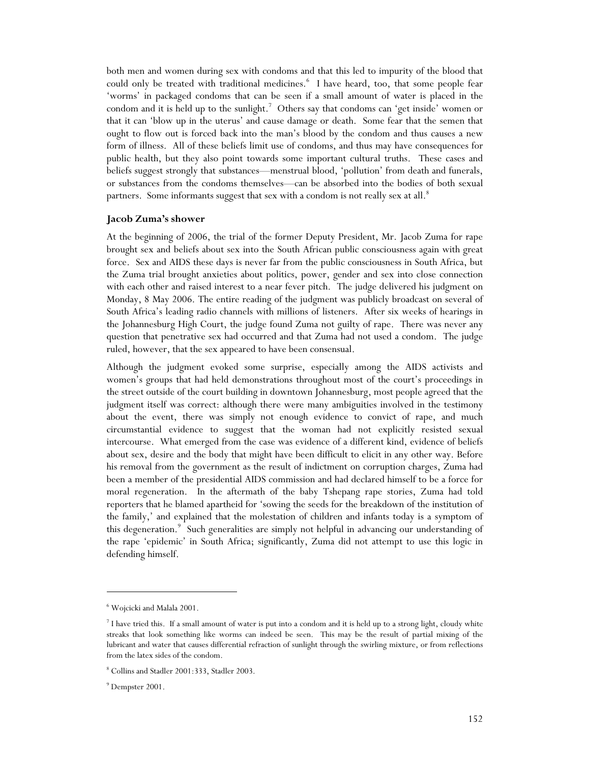both men and women during sex with condoms and that this led to impurity of the blood that could only be treated with traditional medicines.[6] I have heard, too, that some people fear 'worms' in packaged condoms that can be seen if a small amount of water is placed in the condom and it is held up to the sunlight.[7] Others say that condoms can 'get inside' women or that it can 'blow up in the uterus' and cause damage or death. Some fear that the semen that ought to flow out is forced back into the man's blood by the condom and thus causes a new form of illness. All of these beliefs limit use of condoms, and thus may have consequences for public health, but they also point towards some important cultural truths. These cases and beliefs suggest strongly that substances—menstrual blood, 'pollution' from death and funerals, or substances from the condoms themselves—can be absorbed into the bodies of both sexual partners. Some informants suggest that sex with a condom is not really sex at all.[8]

### Jacob Zuma's shower

At the beginning of 2006, the trial of the former Deputy President, Mr. Jacob Zuma for rape brought sex and beliefs about sex into the South African public consciousness again with great force. Sex and AIDS these days is never far from the public consciousness in South Africa, but the Zuma trial brought anxieties about politics, power, gender and sex into close connection with each other and raised interest to a near fever pitch. The judge delivered his judgment on Monday, 8 May 2006. The entire reading of the judgment was publicly broadcast on several of South Africa's leading radio channels with millions of listeners. After six weeks of hearings in the Johannesburg High Court, the judge found Zuma not guilty of rape. There was never any question that penetrative sex had occurred and that Zuma had not used a condom. The judge ruled, however, that the sex appeared to have been consensual.

Although the judgment evoked some surprise, especially among the AIDS activists and women's groups that had held demonstrations throughout most of the court's proceedings in the street outside of the court building in downtown Johannesburg, most people agreed that the judgment itself was correct: although there were many ambiguities involved in the testimony about the event, there was simply not enough evidence to convict of rape, and much circumstantial evidence to suggest that the woman had not explicitly resisted sexual intercourse. What emerged from the case was evidence of a different kind, evidence of beliefs about sex, desire and the body that might have been difficult to elicit in any other way. Before his removal from the government as the result of indictment on corruption charges, Zuma had been a member of the presidential AIDS commission and had declared himself to be a force for moral regeneration. In the aftermath of the baby Tshepang rape stories, Zuma had told reporters that he blamed apartheid for 'sowing the seeds for the breakdown of the institution of the family,' and explained that the molestation of children and infants today is a symptom of this degeneration.[9] Such generalities are simply not helpful in advancing our understanding of the rape 'epidemic' in South Africa; significantly, Zuma did not attempt to use this logic in defending himself.

---

[6] Wojcicki and Malala 2001.

[7] I have tried this. If a small amount of water is put into a condom and it is held up to a strong light, cloudy white streaks that look something like worms can indeed be seen. This may be the result of partial mixing of the lubricant and water that causes differential refraction of sunlight through the swirling mixture, or from reflections from the latex sides of the condom.

[8] Collins and Stadler 2001:333, Stadler 2003.

[9] Dempster 2001.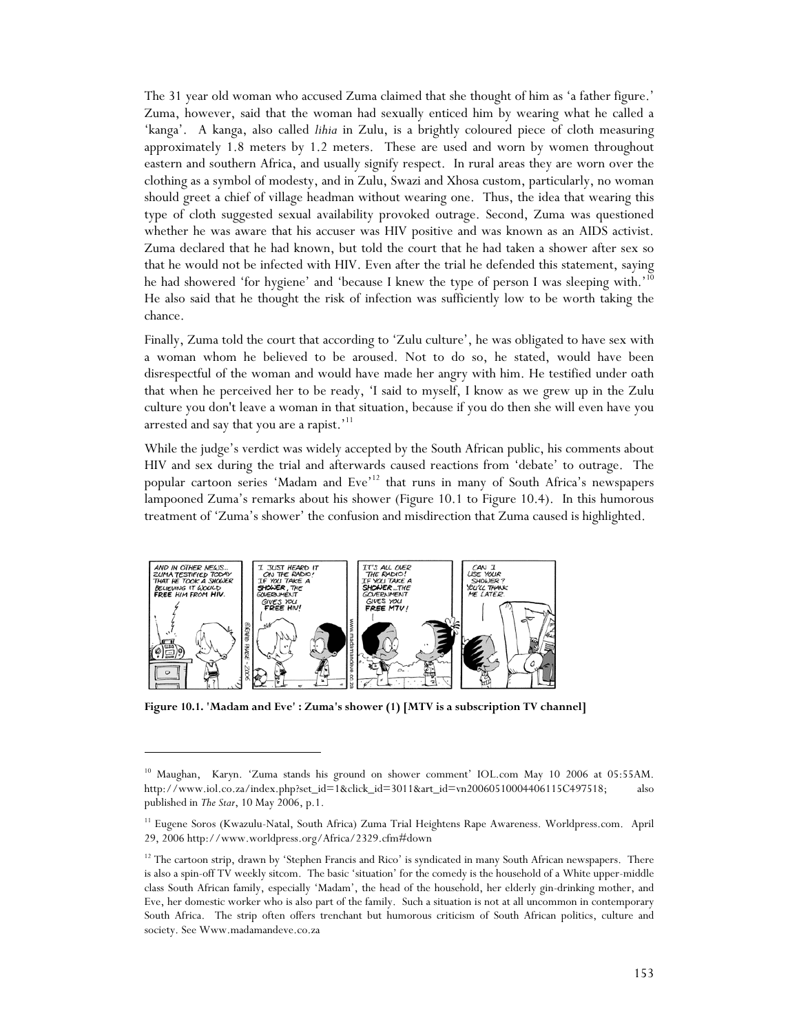The 31 year old woman who accused Zuma claimed that she thought of him as 'a father figure.' Zuma, however, said that the woman had sexually enticed him by wearing what he called a 'kanga'. A kanga, also called *lihia* in Zulu, is a brightly coloured piece of cloth measuring approximately 1.8 meters by 1.2 meters. These are used and worn by women throughout eastern and southern Africa, and usually signify respect. In rural areas they are worn over the clothing as a symbol of modesty, and in Zulu, Swazi and Xhosa custom, particularly, no woman should greet a chief of village headman without wearing one. Thus, the idea that wearing this type of cloth suggested sexual availability provoked outrage. Second, Zuma was questioned whether he was aware that his accuser was HIV positive and was known as an AIDS activist. Zuma declared that he had known, but told the court that he had taken a shower after sex so that he would not be infected with HIV. Even after the trial he defended this statement, saying he had showered 'for hygiene' and 'because I knew the type of person I was sleeping with.'[10] He also said that he thought the risk of infection was sufficiently low to be worth taking the chance.

Finally, Zuma told the court that according to 'Zulu culture', he was obligated to have sex with a woman whom he believed to be aroused. Not to do so, he stated, would have been disrespectful of the woman and would have made her angry with him. He testified under oath that when he perceived her to be ready, 'I said to myself, I know as we grew up in the Zulu culture you don't leave a woman in that situation, because if you do then she will even have you arrested and say that you are a rapist.'[11]

While the judge's verdict was widely accepted by the South African public, his comments about HIV and sex during the trial and afterwards caused reactions from 'debate' to outrage. The popular cartoon series 'Madam and Eve'[12] that runs in many of South Africa's newspapers lampooned Zuma's remarks about his shower (Figure 10.1 to Figure 10.4). In this humorous treatment of 'Zuma's shower' the confusion and misdirection that Zuma caused is highlighted.

**Figure 10.1. 'Madam and Eve' : Zuma's shower (1) [MTV is a subscription TV channel]**

---

[10] Maughan, Karyn. 'Zuma stands his ground on shower comment' IOL.com May 10 2006 at 05:55AM. http://www.iol.co.za/index.php?set_id=1&click_id=3011&art_id=vn20060510004406115C497518; also published in *The Star*, 10 May 2006, p.1.

[11] Eugene Soros (Kwazulu-Natal, South Africa) Zuma Trial Heightens Rape Awareness. Worldpress.com. April 29, 2006 http://www.worldpress.org/Africa/2329.cfm#down

[12] The cartoon strip, drawn by 'Stephen Francis and Rico' is syndicated in many South African newspapers. There is also a spin-off TV weekly sitcom. The basic 'situation' for the comedy is the household of a White upper-middle class South African family, especially 'Madam', the head of the household, her elderly gin-drinking mother, and Eve, her domestic worker who is also part of the family. Such a situation is not at all uncommon in contemporary South Africa. The strip often offers trenchant but humorous criticism of South African politics, culture and society. See Www.madamandeve.co.za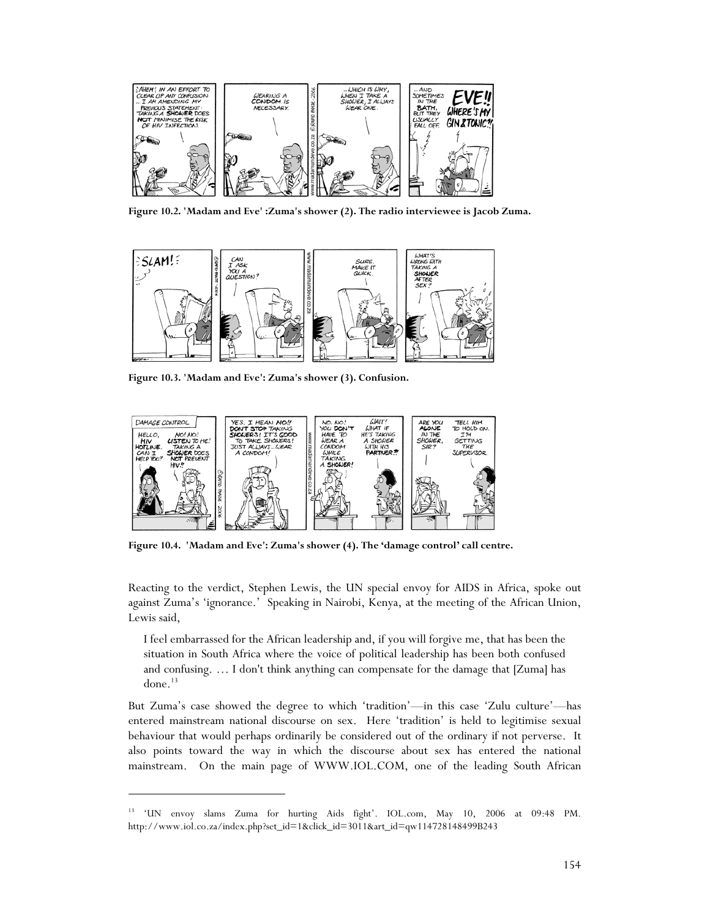Figure 10.2. 'Madam and Eve' :Zuma's shower (2). The radio interviewee is Jacob Zuma.

Figure 10.3. 'Madam and Eve': Zuma's shower (3). Confusion.

Figure 10.4. 'Madam and Eve': Zuma's shower (4). The 'damage control' call centre.

Reacting to the verdict, Stephen Lewis, the UN special envoy for AIDS in Africa, spoke out against Zuma's 'ignorance.' Speaking in Nairobi, Kenya, at the meeting of the African Union, Lewis said,

> I feel embarrassed for the African leadership and, if you will forgive me, that has been the situation in South Africa where the voice of political leadership has been both confused and confusing. … I don't think anything can compensate for the damage that [Zuma] has done.[13]

But Zuma's case showed the degree to which 'tradition'—in this case 'Zulu culture'—has entered mainstream national discourse on sex. Here 'tradition' is held to legitimise sexual behaviour that would perhaps ordinarily be considered out of the ordinary if not perverse. It also points toward the way in which the discourse about sex has entered the national mainstream. On the main page of WWW.IOL.COM, one of the leading South African

---

[13] 'UN envoy slams Zuma for hurting Aids fight'. IOL.com, May 10, 2006 at 09:48 PM. http://www.iol.co.za/index.php?set_id=1&click_id=3011&art_id=qw114728148499B243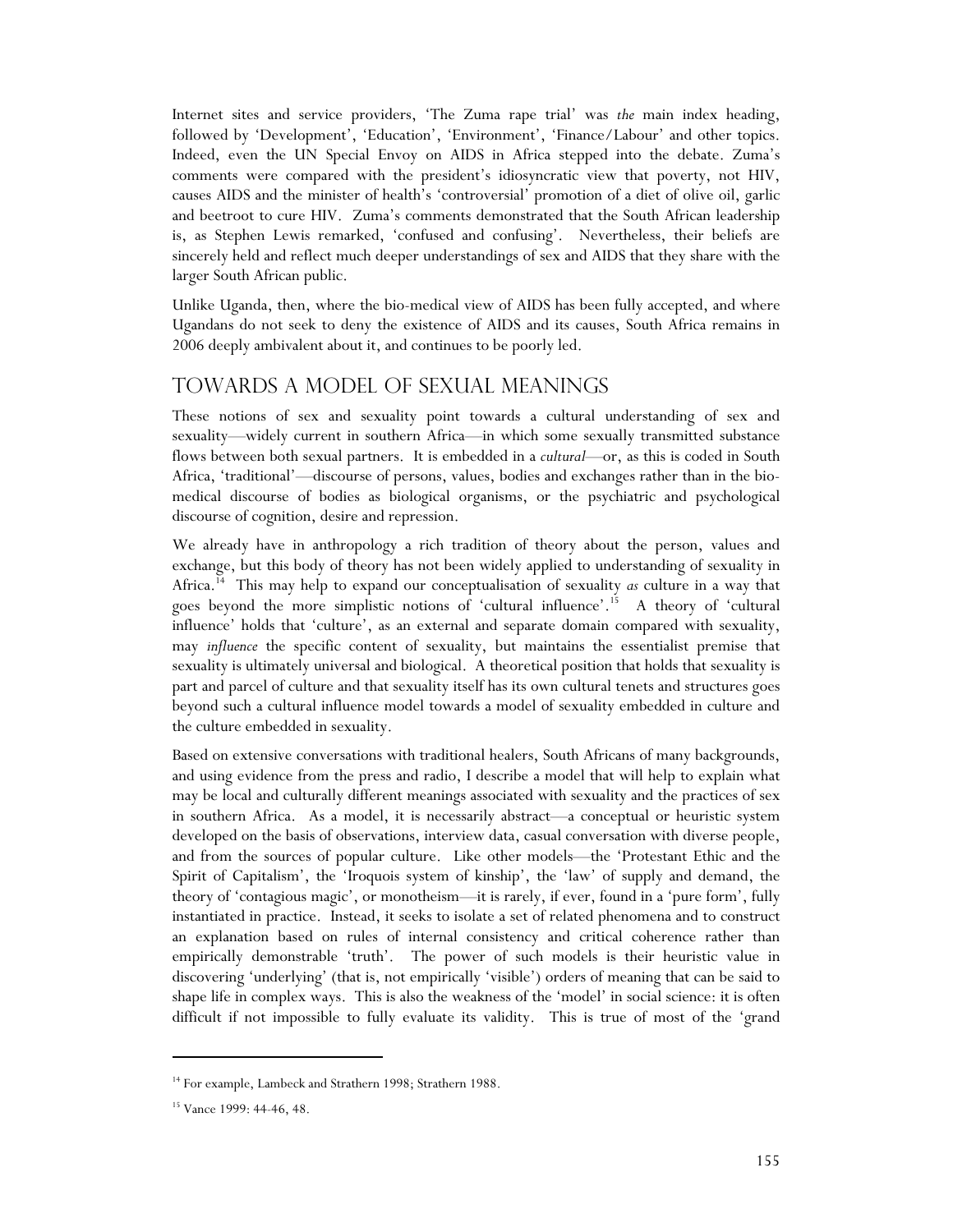Internet sites and service providers, 'The Zuma rape trial' was *the* main index heading, followed by 'Development', 'Education', 'Environment', 'Finance/Labour' and other topics. Indeed, even the UN Special Envoy on AIDS in Africa stepped into the debate. Zuma's comments were compared with the president's idiosyncratic view that poverty, not HIV, causes AIDS and the minister of health's 'controversial' promotion of a diet of olive oil, garlic and beetroot to cure HIV. Zuma's comments demonstrated that the South African leadership is, as Stephen Lewis remarked, 'confused and confusing'. Nevertheless, their beliefs are sincerely held and reflect much deeper understandings of sex and AIDS that they share with the larger South African public.

Unlike Uganda, then, where the bio-medical view of AIDS has been fully accepted, and where Ugandans do not seek to deny the existence of AIDS and its causes, South Africa remains in 2006 deeply ambivalent about it, and continues to be poorly led.

## Towards a Model of Sexual Meanings

These notions of sex and sexuality point towards a cultural understanding of sex and sexuality—widely current in southern Africa—in which some sexually transmitted substance flows between both sexual partners. It is embedded in a *cultural*—or, as this is coded in South Africa, 'traditional'—discourse of persons, values, bodies and exchanges rather than in the bio-medical discourse of bodies as biological organisms, or the psychiatric and psychological discourse of cognition, desire and repression.

We already have in anthropology a rich tradition of theory about the person, values and exchange, but this body of theory has not been widely applied to understanding of sexuality in Africa.[14] This may help to expand our conceptualisation of sexuality *as* culture in a way that goes beyond the more simplistic notions of 'cultural influence'.[15] A theory of 'cultural influence' holds that 'culture', as an external and separate domain compared with sexuality, may *influence* the specific content of sexuality, but maintains the essentialist premise that sexuality is ultimately universal and biological. A theoretical position that holds that sexuality is part and parcel of culture and that sexuality itself has its own cultural tenets and structures goes beyond such a cultural influence model towards a model of sexuality embedded in culture and the culture embedded in sexuality.

Based on extensive conversations with traditional healers, South Africans of many backgrounds, and using evidence from the press and radio, I describe a model that will help to explain what may be local and culturally different meanings associated with sexuality and the practices of sex in southern Africa. As a model, it is necessarily abstract—a conceptual or heuristic system developed on the basis of observations, interview data, casual conversation with diverse people, and from the sources of popular culture. Like other models—the 'Protestant Ethic and the Spirit of Capitalism', the 'Iroquois system of kinship', the 'law' of supply and demand, the theory of 'contagious magic', or monotheism—it is rarely, if ever, found in a 'pure form', fully instantiated in practice. Instead, it seeks to isolate a set of related phenomena and to construct an explanation based on rules of internal consistency and critical coherence rather than empirically demonstrable 'truth'. The power of such models is their heuristic value in discovering 'underlying' (that is, not empirically 'visible') orders of meaning that can be said to shape life in complex ways. This is also the weakness of the 'model' in social science: it is often difficult if not impossible to fully evaluate its validity. This is true of most of the 'grand

---

[14] For example, Lambeck and Strathern 1998; Strathern 1988.

[15] Vance 1999: 44-46, 48.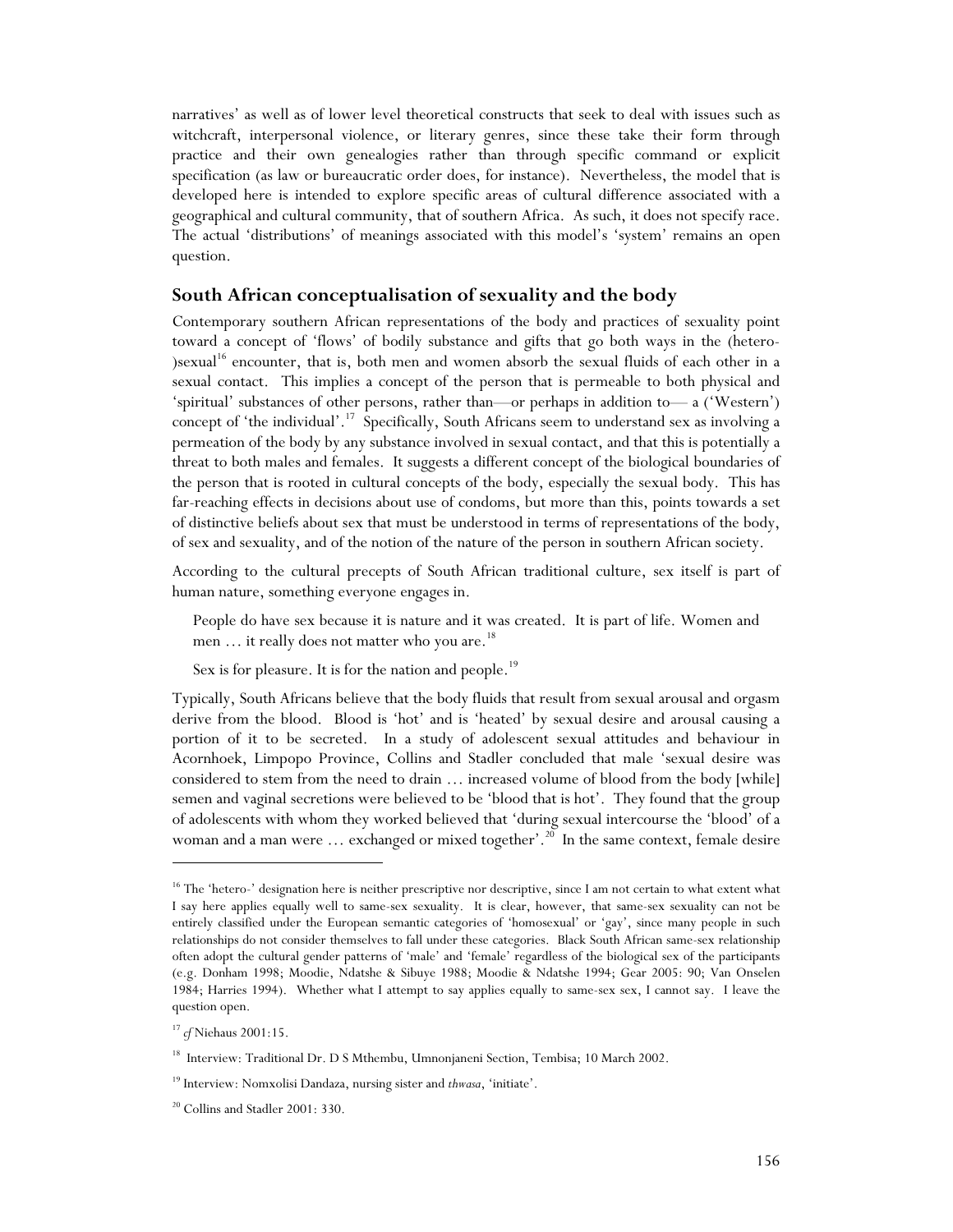narratives' as well as of lower level theoretical constructs that seek to deal with issues such as witchcraft, interpersonal violence, or literary genres, since these take their form through practice and their own genealogies rather than through specific command or explicit specification (as law or bureaucratic order does, for instance). Nevertheless, the model that is developed here is intended to explore specific areas of cultural difference associated with a geographical and cultural community, that of southern Africa. As such, it does not specify race. The actual 'distributions' of meanings associated with this model's 'system' remains an open question.

## South African conceptualisation of sexuality and the body

Contemporary southern African representations of the body and practices of sexuality point toward a concept of 'flows' of bodily substance and gifts that go both ways in the (hetero-)sexual[16] encounter, that is, both men and women absorb the sexual fluids of each other in a sexual contact. This implies a concept of the person that is permeable to both physical and 'spiritual' substances of other persons, rather than—or perhaps in addition to— a ('Western') concept of 'the individual'.[17] Specifically, South Africans seem to understand sex as involving a permeation of the body by any substance involved in sexual contact, and that this is potentially a threat to both males and females. It suggests a different concept of the biological boundaries of the person that is rooted in cultural concepts of the body, especially the sexual body. This has far-reaching effects in decisions about use of condoms, but more than this, points towards a set of distinctive beliefs about sex that must be understood in terms of representations of the body, of sex and sexuality, and of the notion of the nature of the person in southern African society.

According to the cultural precepts of South African traditional culture, sex itself is part of human nature, something everyone engages in.

> People do have sex because it is nature and it was created. It is part of life. Women and men … it really does not matter who you are.[18]
>
> Sex is for pleasure. It is for the nation and people.[19]

Typically, South Africans believe that the body fluids that result from sexual arousal and orgasm derive from the blood. Blood is 'hot' and is 'heated' by sexual desire and arousal causing a portion of it to be secreted. In a study of adolescent sexual attitudes and behaviour in Acornhoek, Limpopo Province, Collins and Stadler concluded that male 'sexual desire was considered to stem from the need to drain … increased volume of blood from the body [while] semen and vaginal secretions were believed to be 'blood that is hot'. They found that the group of adolescents with whom they worked believed that 'during sexual intercourse the 'blood' of a woman and a man were … exchanged or mixed together'.[20] In the same context, female desire

---

[16] The 'hetero-' designation here is neither prescriptive nor descriptive, since I am not certain to what extent what I say here applies equally well to same-sex sexuality. It is clear, however, that same-sex sexuality can not be entirely classified under the European semantic categories of 'homosexual' or 'gay', since many people in such relationships do not consider themselves to fall under these categories. Black South African same-sex relationship often adopt the cultural gender patterns of 'male' and 'female' regardless of the biological sex of the participants (e.g. Donham 1998; Moodie, Ndatshe & Sibuye 1988; Moodie & Ndatshe 1994; Gear 2005: 90; Van Onselen 1984; Harries 1994). Whether what I attempt to say applies equally to same-sex sex, I cannot say. I leave the question open.

[17] *cf* Niehaus 2001:15.

[18] Interview: Traditional Dr. D S Mthembu, Umnonjaneni Section, Tembisa; 10 March 2002.

[19] Interview: Nomxolisi Dandaza, nursing sister and *thwasa*, 'initiate'.

[20] Collins and Stadler 2001: 330.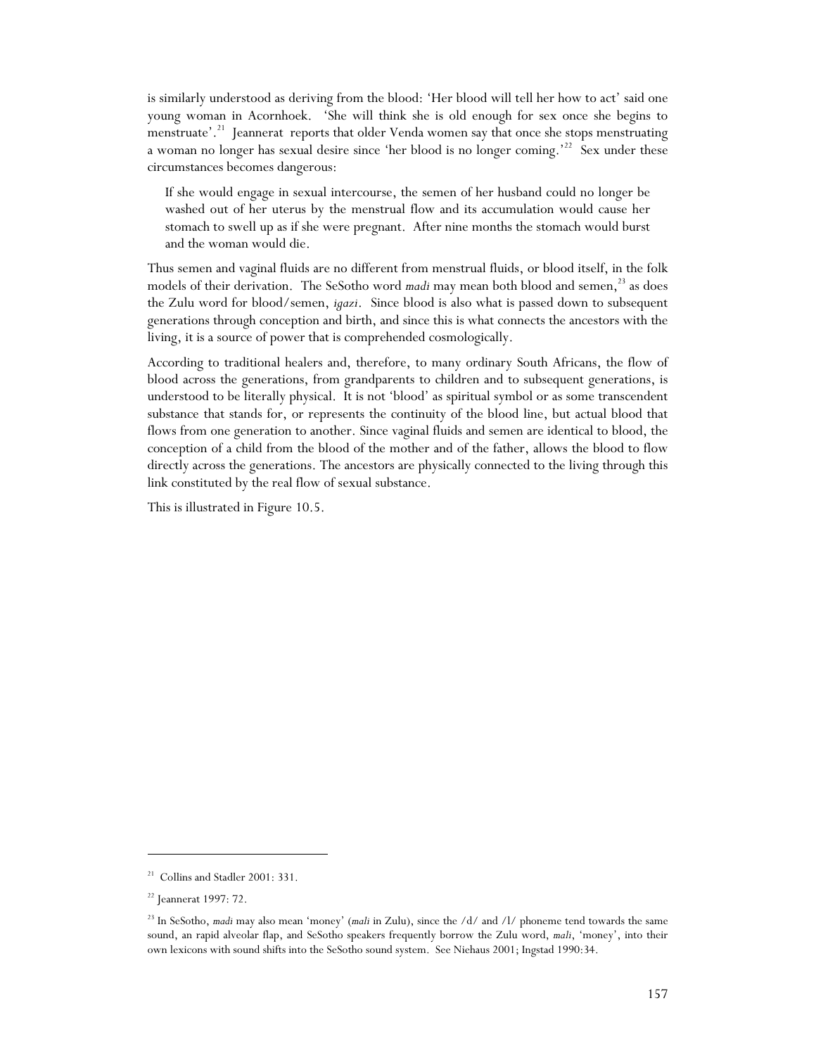is similarly understood as deriving from the blood: 'Her blood will tell her how to act' said one young woman in Acornhoek. 'She will think she is old enough for sex once she begins to menstruate'.[21] Jeannerat reports that older Venda women say that once she stops menstruating a woman no longer has sexual desire since 'her blood is no longer coming.'[22] Sex under these circumstances becomes dangerous:

> If she would engage in sexual intercourse, the semen of her husband could no longer be washed out of her uterus by the menstrual flow and its accumulation would cause her stomach to swell up as if she were pregnant. After nine months the stomach would burst and the woman would die.

Thus semen and vaginal fluids are no different from menstrual fluids, or blood itself, in the folk models of their derivation. The SeSotho word *madi* may mean both blood and semen,[23] as does the Zulu word for blood/semen, *igazi*. Since blood is also what is passed down to subsequent generations through conception and birth, and since this is what connects the ancestors with the living, it is a source of power that is comprehended cosmologically.

According to traditional healers and, therefore, to many ordinary South Africans, the flow of blood across the generations, from grandparents to children and to subsequent generations, is understood to be literally physical. It is not 'blood' as spiritual symbol or as some transcendent substance that stands for, or represents the continuity of the blood line, but actual blood that flows from one generation to another. Since vaginal fluids and semen are identical to blood, the conception of a child from the blood of the mother and of the father, allows the blood to flow directly across the generations. The ancestors are physically connected to the living through this link constituted by the real flow of sexual substance.

This is illustrated in Figure 10.5.

---

[21] Collins and Stadler 2001: 331.

[22] Jeannerat 1997: 72.

[23] In SeSotho, *madi* may also mean 'money' (*mali* in Zulu), since the /d/ and /l/ phoneme tend towards the same sound, an rapid alveolar flap, and SeSotho speakers frequently borrow the Zulu word, *mali*, 'money', into their own lexicons with sound shifts into the SeSotho sound system. See Niehaus 2001; Ingstad 1990:34.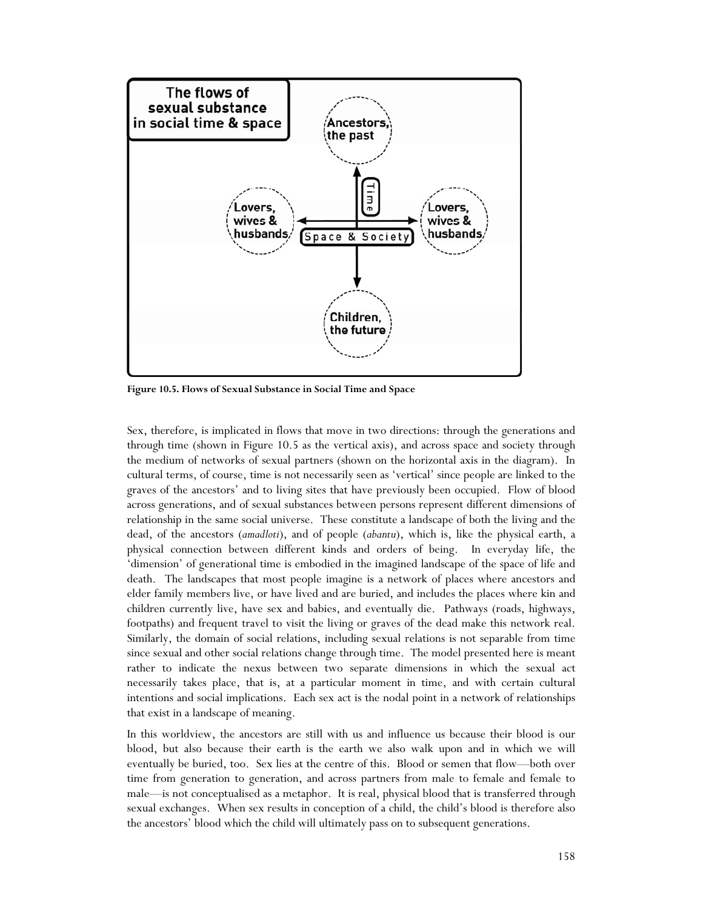**Figure 10.5. Flows of Sexual Substance in Social Time and Space**

Sex, therefore, is implicated in flows that move in two directions: through the generations and through time (shown in Figure 10.5 as the vertical axis), and across space and society through the medium of networks of sexual partners (shown on the horizontal axis in the diagram). In cultural terms, of course, time is not necessarily seen as 'vertical' since people are linked to the graves of the ancestors' and to living sites that have previously been occupied. Flow of blood across generations, and of sexual substances between persons represent different dimensions of relationship in the same social universe. These constitute a landscape of both the living and the dead, of the ancestors (*amadloti*), and of people (*abantu*), which is, like the physical earth, a physical connection between different kinds and orders of being. In everyday life, the 'dimension' of generational time is embodied in the imagined landscape of the space of life and death. The landscapes that most people imagine is a network of places where ancestors and elder family members live, or have lived and are buried, and includes the places where kin and children currently live, have sex and babies, and eventually die. Pathways (roads, highways, footpaths) and frequent travel to visit the living or graves of the dead make this network real. Similarly, the domain of social relations, including sexual relations is not separable from time since sexual and other social relations change through time. The model presented here is meant rather to indicate the nexus between two separate dimensions in which the sexual act necessarily takes place, that is, at a particular moment in time, and with certain cultural intentions and social implications. Each sex act is the nodal point in a network of relationships that exist in a landscape of meaning.

In this worldview, the ancestors are still with us and influence us because their blood is our blood, but also because their earth is the earth we also walk upon and in which we will eventually be buried, too. Sex lies at the centre of this. Blood or semen that flow—both over time from generation to generation, and across partners from male to female and female to male—is not conceptualised as a metaphor. It is real, physical blood that is transferred through sexual exchanges. When sex results in conception of a child, the child's blood is therefore also the ancestors' blood which the child will ultimately pass on to subsequent generations.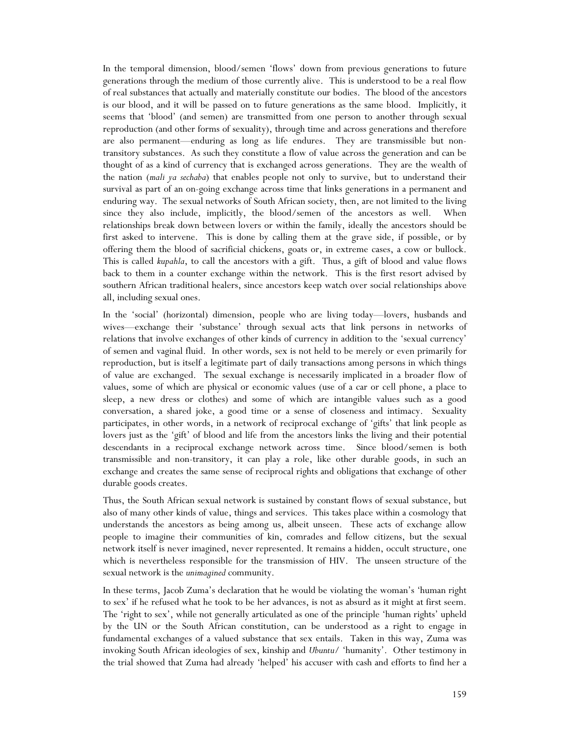In the temporal dimension, blood/semen 'flows' down from previous generations to future generations through the medium of those currently alive. This is understood to be a real flow of real substances that actually and materially constitute our bodies. The blood of the ancestors is our blood, and it will be passed on to future generations as the same blood. Implicitly, it seems that 'blood' (and semen) are transmitted from one person to another through sexual reproduction (and other forms of sexuality), through time and across generations and therefore are also permanent—enduring as long as life endures. They are transmissible but non-transitory substances. As such they constitute a flow of value across the generation and can be thought of as a kind of currency that is exchanged across generations. They are the wealth of the nation (*mali ya sechaba*) that enables people not only to survive, but to understand their survival as part of an on-going exchange across time that links generations in a permanent and enduring way. The sexual networks of South African society, then, are not limited to the living since they also include, implicitly, the blood/semen of the ancestors as well. When relationships break down between lovers or within the family, ideally the ancestors should be first asked to intervene. This is done by calling them at the grave side, if possible, or by offering them the blood of sacrificial chickens, goats or, in extreme cases, a cow or bullock. This is called *kupahla*, to call the ancestors with a gift. Thus, a gift of blood and value flows back to them in a counter exchange within the network. This is the first resort advised by southern African traditional healers, since ancestors keep watch over social relationships above all, including sexual ones.

In the 'social' (horizontal) dimension, people who are living today—lovers, husbands and wives—exchange their 'substance' through sexual acts that link persons in networks of relations that involve exchanges of other kinds of currency in addition to the 'sexual currency' of semen and vaginal fluid. In other words, sex is not held to be merely or even primarily for reproduction, but is itself a legitimate part of daily transactions among persons in which things of value are exchanged. The sexual exchange is necessarily implicated in a broader flow of values, some of which are physical or economic values (use of a car or cell phone, a place to sleep, a new dress or clothes) and some of which are intangible values such as a good conversation, a shared joke, a good time or a sense of closeness and intimacy. Sexuality participates, in other words, in a network of reciprocal exchange of 'gifts' that link people as lovers just as the 'gift' of blood and life from the ancestors links the living and their potential descendants in a reciprocal exchange network across time. Since blood/semen is both transmissible and non-transitory, it can play a role, like other durable goods, in such an exchange and creates the same sense of reciprocal rights and obligations that exchange of other durable goods creates.

Thus, the South African sexual network is sustained by constant flows of sexual substance, but also of many other kinds of value, things and services. This takes place within a cosmology that understands the ancestors as being among us, albeit unseen. These acts of exchange allow people to imagine their communities of kin, comrades and fellow citizens, but the sexual network itself is never imagined, never represented. It remains a hidden, occult structure, one which is nevertheless responsible for the transmission of HIV. The unseen structure of the sexual network is the *unimagined* community.

In these terms, Jacob Zuma's declaration that he would be violating the woman's 'human right to sex' if he refused what he took to be her advances, is not as absurd as it might at first seem. The 'right to sex', while not generally articulated as one of the principle 'human rights' upheld by the UN or the South African constitution, can be understood as a right to engage in fundamental exchanges of a valued substance that sex entails. Taken in this way, Zuma was invoking South African ideologies of sex, kinship and *Ubuntu*/ 'humanity'. Other testimony in the trial showed that Zuma had already 'helped' his accuser with cash and efforts to find her a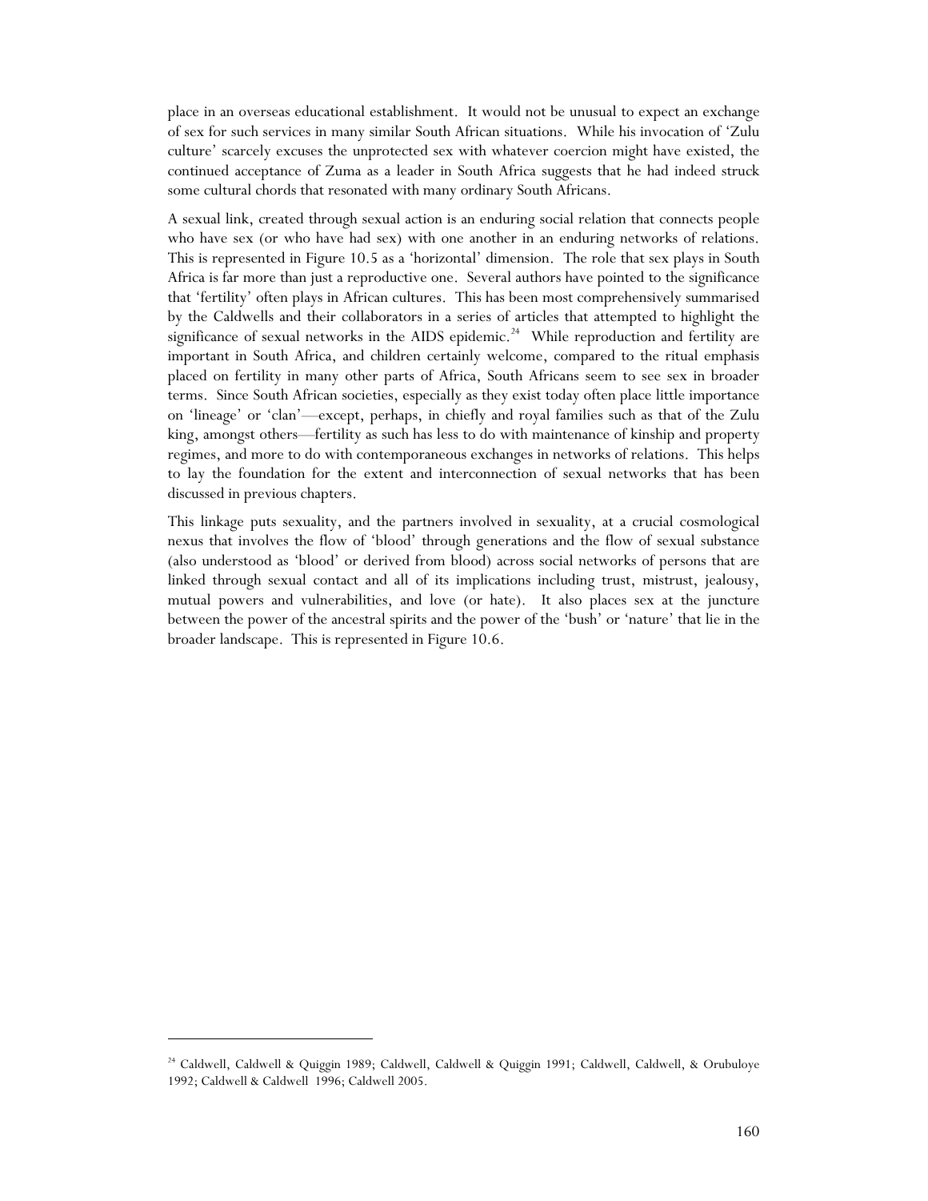place in an overseas educational establishment. It would not be unusual to expect an exchange of sex for such services in many similar South African situations. While his invocation of 'Zulu culture' scarcely excuses the unprotected sex with whatever coercion might have existed, the continued acceptance of Zuma as a leader in South Africa suggests that he had indeed struck some cultural chords that resonated with many ordinary South Africans.

A sexual link, created through sexual action is an enduring social relation that connects people who have sex (or who have had sex) with one another in an enduring networks of relations. This is represented in Figure 10.5 as a 'horizontal' dimension. The role that sex plays in South Africa is far more than just a reproductive one. Several authors have pointed to the significance that 'fertility' often plays in African cultures. This has been most comprehensively summarised by the Caldwells and their collaborators in a series of articles that attempted to highlight the significance of sexual networks in the AIDS epidemic.[24] While reproduction and fertility are important in South Africa, and children certainly welcome, compared to the ritual emphasis placed on fertility in many other parts of Africa, South Africans seem to see sex in broader terms. Since South African societies, especially as they exist today often place little importance on 'lineage' or 'clan'—except, perhaps, in chiefly and royal families such as that of the Zulu king, amongst others—fertility as such has less to do with maintenance of kinship and property regimes, and more to do with contemporaneous exchanges in networks of relations. This helps to lay the foundation for the extent and interconnection of sexual networks that has been discussed in previous chapters.

This linkage puts sexuality, and the partners involved in sexuality, at a crucial cosmological nexus that involves the flow of 'blood' through generations and the flow of sexual substance (also understood as 'blood' or derived from blood) across social networks of persons that are linked through sexual contact and all of its implications including trust, mistrust, jealousy, mutual powers and vulnerabilities, and love (or hate). It also places sex at the juncture between the power of the ancestral spirits and the power of the 'bush' or 'nature' that lie in the broader landscape. This is represented in Figure 10.6.

---

[24] Caldwell, Caldwell & Quiggin 1989; Caldwell, Caldwell & Quiggin 1991; Caldwell, Caldwell, & Orubuloye 1992; Caldwell & Caldwell 1996; Caldwell 2005.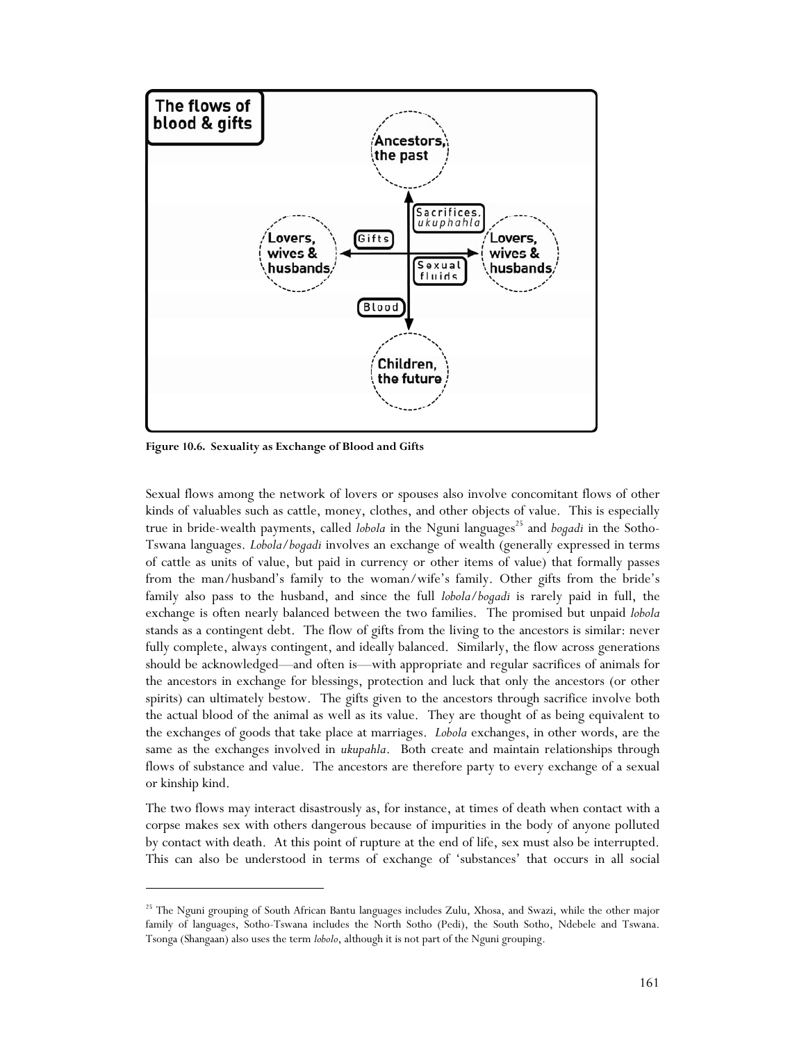**Figure 10.6. Sexuality as Exchange of Blood and Gifts**

Sexual flows among the network of lovers or spouses also involve concomitant flows of other kinds of valuables such as cattle, money, clothes, and other objects of value. This is especially true in bride-wealth payments, called *lobola* in the Nguni languages[25] and *bogadi* in the Sotho-Tswana languages. *Lobola/bogadi* involves an exchange of wealth (generally expressed in terms of cattle as units of value, but paid in currency or other items of value) that formally passes from the man/husband's family to the woman/wife's family. Other gifts from the bride's family also pass to the husband, and since the full *lobola/bogadi* is rarely paid in full, the exchange is often nearly balanced between the two families. The promised but unpaid *lobola* stands as a contingent debt. The flow of gifts from the living to the ancestors is similar: never fully complete, always contingent, and ideally balanced. Similarly, the flow across generations should be acknowledged—and often is—with appropriate and regular sacrifices of animals for the ancestors in exchange for blessings, protection and luck that only the ancestors (or other spirits) can ultimately bestow. The gifts given to the ancestors through sacrifice involve both the actual blood of the animal as well as its value. They are thought of as being equivalent to the exchanges of goods that take place at marriages. *Lobola* exchanges, in other words, are the same as the exchanges involved in *ukupahla*. Both create and maintain relationships through flows of substance and value. The ancestors are therefore party to every exchange of a sexual or kinship kind.

The two flows may interact disastrously as, for instance, at times of death when contact with a corpse makes sex with others dangerous because of impurities in the body of anyone polluted by contact with death. At this point of rupture at the end of life, sex must also be interrupted. This can also be understood in terms of exchange of 'substances' that occurs in all social

[25] The Nguni grouping of South African Bantu languages includes Zulu, Xhosa, and Swazi, while the other major family of languages, Sotho-Tswana includes the North Sotho (Pedi), the South Sotho, Ndebele and Tswana. Tsonga (Shangaan) also uses the term *lobolo*, although it is not part of the Nguni grouping.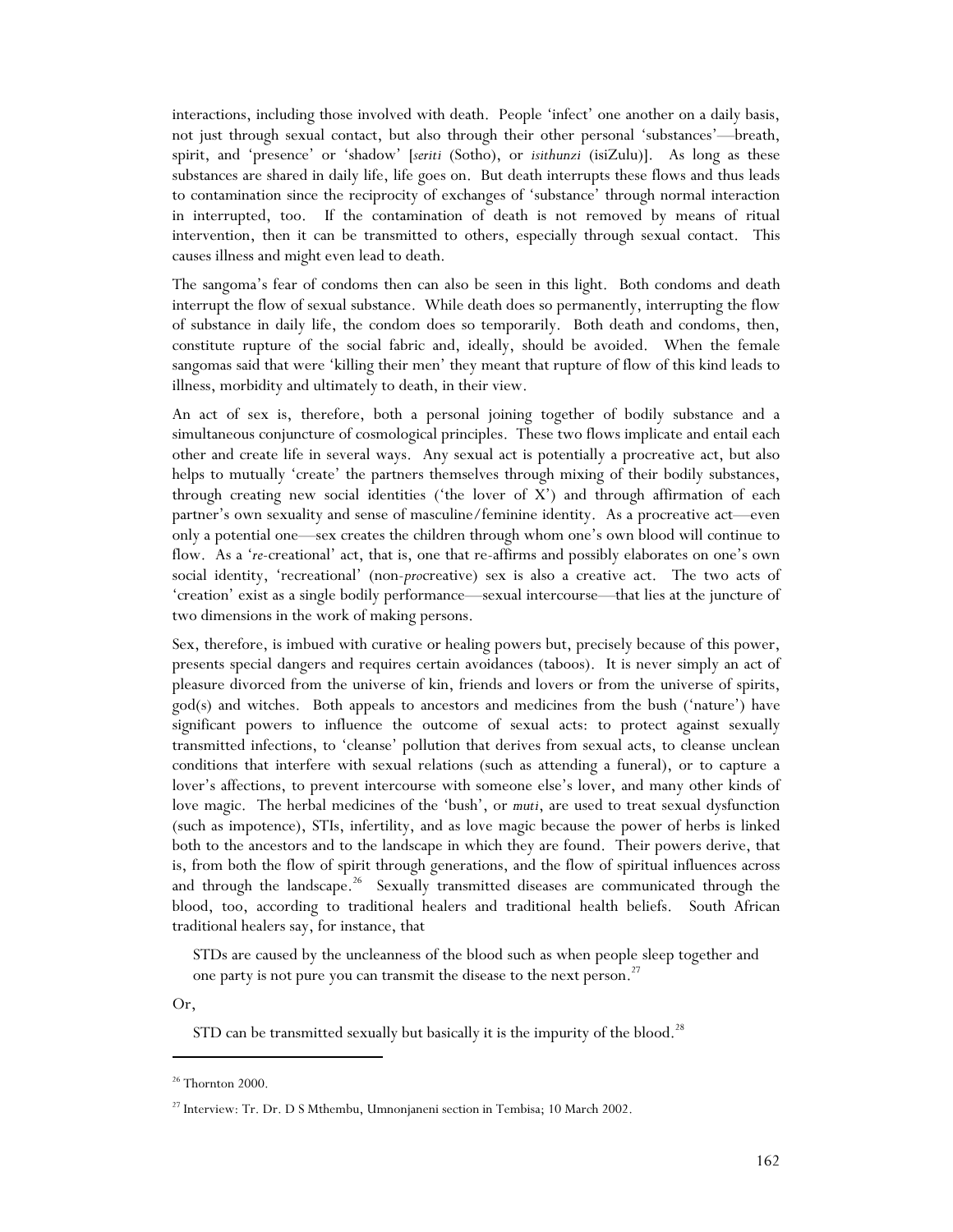interactions, including those involved with death. People 'infect' one another on a daily basis, not just through sexual contact, but also through their other personal 'substances'—breath, spirit, and 'presence' or 'shadow' [*seriti* (Sotho), or *isithunzi* (isiZulu)]. As long as these substances are shared in daily life, life goes on. But death interrupts these flows and thus leads to contamination since the reciprocity of exchanges of 'substance' through normal interaction in interrupted, too. If the contamination of death is not removed by means of ritual intervention, then it can be transmitted to others, especially through sexual contact. This causes illness and might even lead to death.

The sangoma's fear of condoms then can also be seen in this light. Both condoms and death interrupt the flow of sexual substance. While death does so permanently, interrupting the flow of substance in daily life, the condom does so temporarily. Both death and condoms, then, constitute rupture of the social fabric and, ideally, should be avoided. When the female sangomas said that were 'killing their men' they meant that rupture of flow of this kind leads to illness, morbidity and ultimately to death, in their view.

An act of sex is, therefore, both a personal joining together of bodily substance and a simultaneous conjuncture of cosmological principles. These two flows implicate and entail each other and create life in several ways. Any sexual act is potentially a procreative act, but also helps to mutually 'create' the partners themselves through mixing of their bodily substances, through creating new social identities ('the lover of X') and through affirmation of each partner's own sexuality and sense of masculine/feminine identity. As a procreative act—even only a potential one—sex creates the children through whom one's own blood will continue to flow. As a '*re*-creational' act, that is, one that re-affirms and possibly elaborates on one's own social identity, 'recreational' (non-*pro*creative) sex is also a creative act. The two acts of 'creation' exist as a single bodily performance—sexual intercourse—that lies at the juncture of two dimensions in the work of making persons.

Sex, therefore, is imbued with curative or healing powers but, precisely because of this power, presents special dangers and requires certain avoidances (taboos). It is never simply an act of pleasure divorced from the universe of kin, friends and lovers or from the universe of spirits, god(s) and witches. Both appeals to ancestors and medicines from the bush ('nature') have significant powers to influence the outcome of sexual acts: to protect against sexually transmitted infections, to 'cleanse' pollution that derives from sexual acts, to cleanse unclean conditions that interfere with sexual relations (such as attending a funeral), or to capture a lover's affections, to prevent intercourse with someone else's lover, and many other kinds of love magic. The herbal medicines of the 'bush', or *muti*, are used to treat sexual dysfunction (such as impotence), STIs, infertility, and as love magic because the power of herbs is linked both to the ancestors and to the landscape in which they are found. Their powers derive, that is, from both the flow of spirit through generations, and the flow of spiritual influences across and through the landscape.[26] Sexually transmitted diseases are communicated through the blood, too, according to traditional healers and traditional health beliefs. South African traditional healers say, for instance, that

> STDs are caused by the uncleanness of the blood such as when people sleep together and one party is not pure you can transmit the disease to the next person.[27]

Or,

> STD can be transmitted sexually but basically it is the impurity of the blood.[28]

---

[26] Thornton 2000.

[27] Interview: Tr. Dr. D S Mthembu, Umnonjaneni section in Tembisa; 10 March 2002.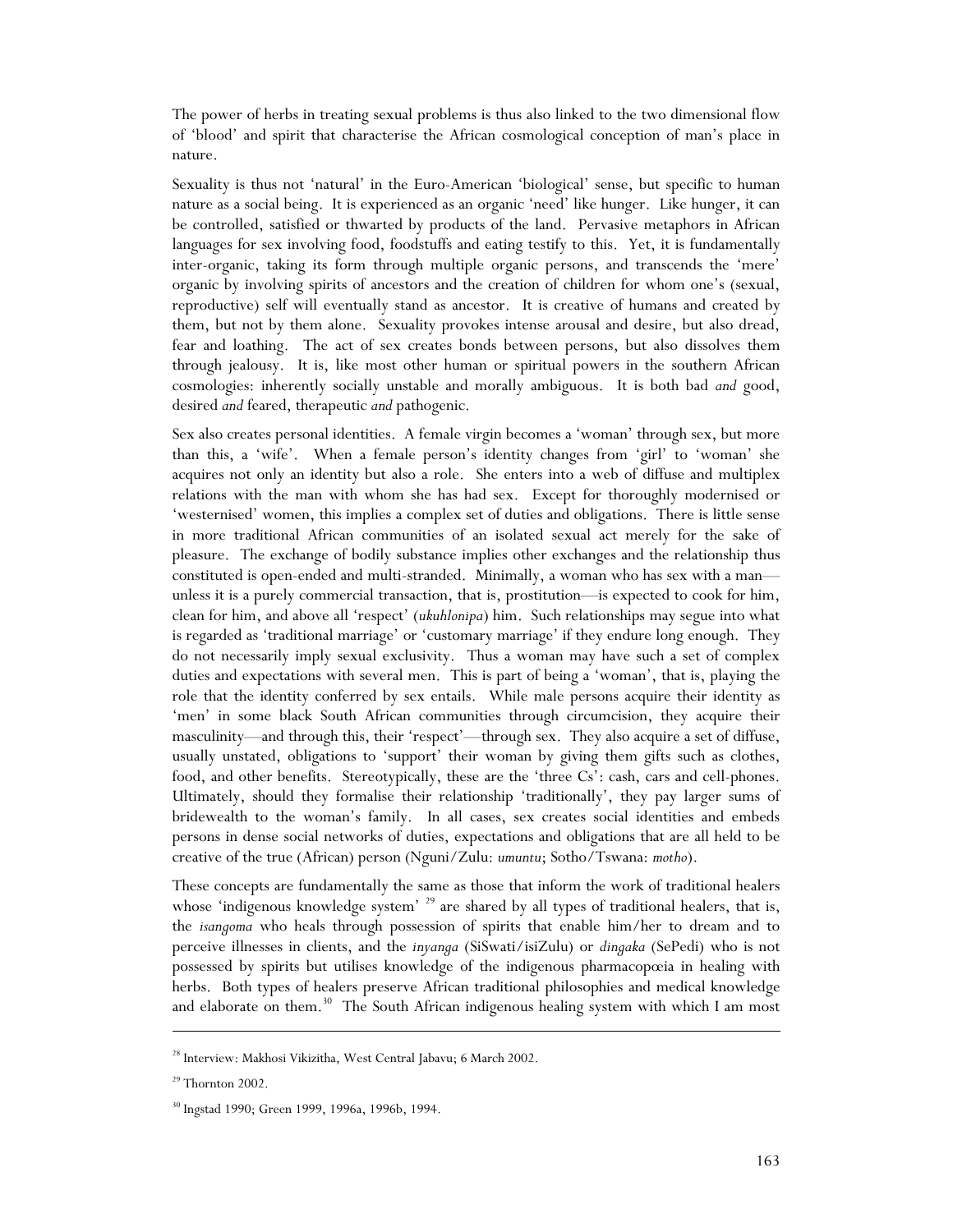The power of herbs in treating sexual problems is thus also linked to the two dimensional flow of 'blood' and spirit that characterise the African cosmological conception of man's place in nature.

Sexuality is thus not 'natural' in the Euro-American 'biological' sense, but specific to human nature as a social being. It is experienced as an organic 'need' like hunger. Like hunger, it can be controlled, satisfied or thwarted by products of the land. Pervasive metaphors in African languages for sex involving food, foodstuffs and eating testify to this. Yet, it is fundamentally inter-organic, taking its form through multiple organic persons, and transcends the 'mere' organic by involving spirits of ancestors and the creation of children for whom one's (sexual, reproductive) self will eventually stand as ancestor. It is creative of humans and created by them, but not by them alone. Sexuality provokes intense arousal and desire, but also dread, fear and loathing. The act of sex creates bonds between persons, but also dissolves them through jealousy. It is, like most other human or spiritual powers in the southern African cosmologies: inherently socially unstable and morally ambiguous. It is both bad *and* good, desired *and* feared, therapeutic *and* pathogenic.

Sex also creates personal identities. A female virgin becomes a 'woman' through sex, but more than this, a 'wife'. When a female person's identity changes from 'girl' to 'woman' she acquires not only an identity but also a role. She enters into a web of diffuse and multiplex relations with the man with whom she has had sex. Except for thoroughly modernised or 'westernised' women, this implies a complex set of duties and obligations. There is little sense in more traditional African communities of an isolated sexual act merely for the sake of pleasure. The exchange of bodily substance implies other exchanges and the relationship thus constituted is open-ended and multi-stranded. Minimally, a woman who has sex with a man—unless it is a purely commercial transaction, that is, prostitution—is expected to cook for him, clean for him, and above all 'respect' (*ukuhlonipa*) him. Such relationships may segue into what is regarded as 'traditional marriage' or 'customary marriage' if they endure long enough. They do not necessarily imply sexual exclusivity. Thus a woman may have such a set of complex duties and expectations with several men. This is part of being a 'woman', that is, playing the role that the identity conferred by sex entails. While male persons acquire their identity as 'men' in some black South African communities through circumcision, they acquire their masculinity—and through this, their 'respect'—through sex. They also acquire a set of diffuse, usually unstated, obligations to 'support' their woman by giving them gifts such as clothes, food, and other benefits. Stereotypically, these are the 'three Cs': cash, cars and cell-phones. Ultimately, should they formalise their relationship 'traditionally', they pay larger sums of bridewealth to the woman's family. In all cases, sex creates social identities and embeds persons in dense social networks of duties, expectations and obligations that are all held to be creative of the true (African) person (Nguni/Zulu: *umuntu*; Sotho/Tswana: *motho*).

These concepts are fundamentally the same as those that inform the work of traditional healers whose 'indigenous knowledge system' [29] are shared by all types of traditional healers, that is, the *isangoma* who heals through possession of spirits that enable him/her to dream and to perceive illnesses in clients, and the *inyanga* (SiSwati/isiZulu) or *dingaka* (SePedi) who is not possessed by spirits but utilises knowledge of the indigenous pharmacopœia in healing with herbs. Both types of healers preserve African traditional philosophies and medical knowledge and elaborate on them.[30] The South African indigenous healing system with which I am most

---

[28] Interview: Makhosi Vikizitha, West Central Jabavu; 6 March 2002.

[29] Thornton 2002.

[30] Ingstad 1990; Green 1999, 1996a, 1996b, 1994.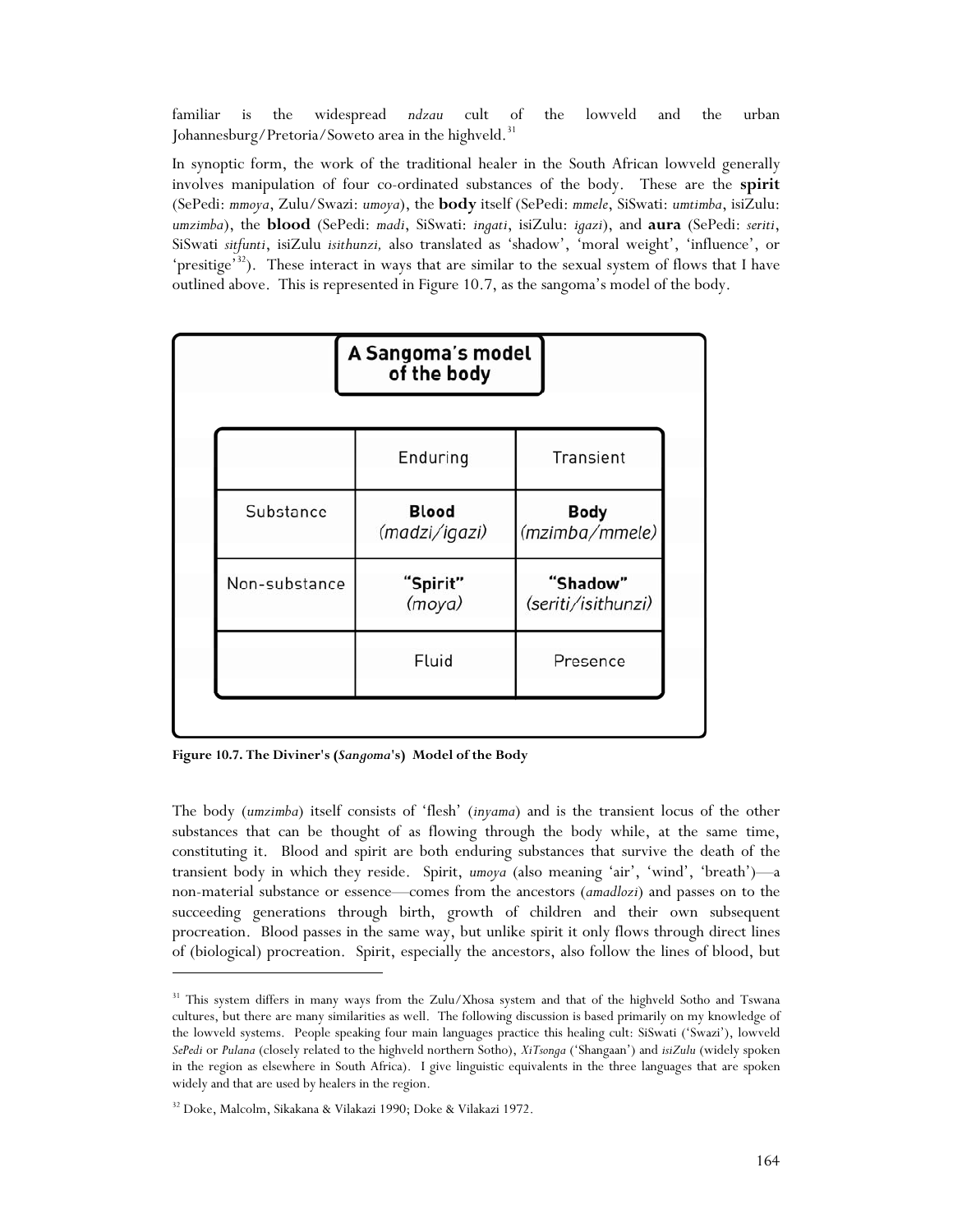familiar is the widespread *ndzau* cult of the lowveld and the urban Johannesburg/Pretoria/Soweto area in the highveld.[31]

In synoptic form, the work of the traditional healer in the South African lowveld generally involves manipulation of four co-ordinated substances of the body. These are the **spirit** (SePedi: *mmoya*, Zulu/Swazi: *umoya*), the **body** itself (SePedi: *mmele*, SiSwati: *umtimba*, isiZulu: *umzimba*), the **blood** (SePedi: *madi*, SiSwati: *ingati*, isiZulu: *igazi*), and **aura** (SePedi: *seriti*, SiSwati *sitfunti*, isiZulu *isithunzi,* also translated as 'shadow', 'moral weight', 'influence', or 'presitige'[32]). These interact in ways that are similar to the sexual system of flows that I have outlined above. This is represented in Figure 10.7, as the sangoma's model of the body.

**A Sangoma's model of the body**

| | Enduring | Transient |
|---|---|---|
| Substance | **Blood** *(madzi/igazi)* | **Body** *(mzimba/mmele)* |
| Non-substance | **"Spirit"** *(moya)* | **"Shadow"** *(seriti/isithunzi)* |
| | Fluid | Presence |

**Figure 10.7. The Diviner's (*Sangoma*'s) Model of the Body**

The body (*umzimba*) itself consists of 'flesh' (*inyama*) and is the transient locus of the other substances that can be thought of as flowing through the body while, at the same time, constituting it. Blood and spirit are both enduring substances that survive the death of the transient body in which they reside. Spirit, *umoya* (also meaning 'air', 'wind', 'breath')—a non-material substance or essence—comes from the ancestors (*amadlozi*) and passes on to the succeeding generations through birth, growth of children and their own subsequent procreation. Blood passes in the same way, but unlike spirit it only flows through direct lines of (biological) procreation. Spirit, especially the ancestors, also follow the lines of blood, but

---

[31] This system differs in many ways from the Zulu/Xhosa system and that of the highveld Sotho and Tswana cultures, but there are many similarities as well. The following discussion is based primarily on my knowledge of the lowveld systems. People speaking four main languages practice this healing cult: SiSwati ('Swazi'), lowveld *SePedi* or *Pulana* (closely related to the highveld northern Sotho), *XiTsonga* ('Shangaan') and *isiZulu* (widely spoken in the region as elsewhere in South Africa). I give linguistic equivalents in the three languages that are spoken widely and that are used by healers in the region.

[32] Doke, Malcolm, Sikakana & Vilakazi 1990; Doke & Vilakazi 1972.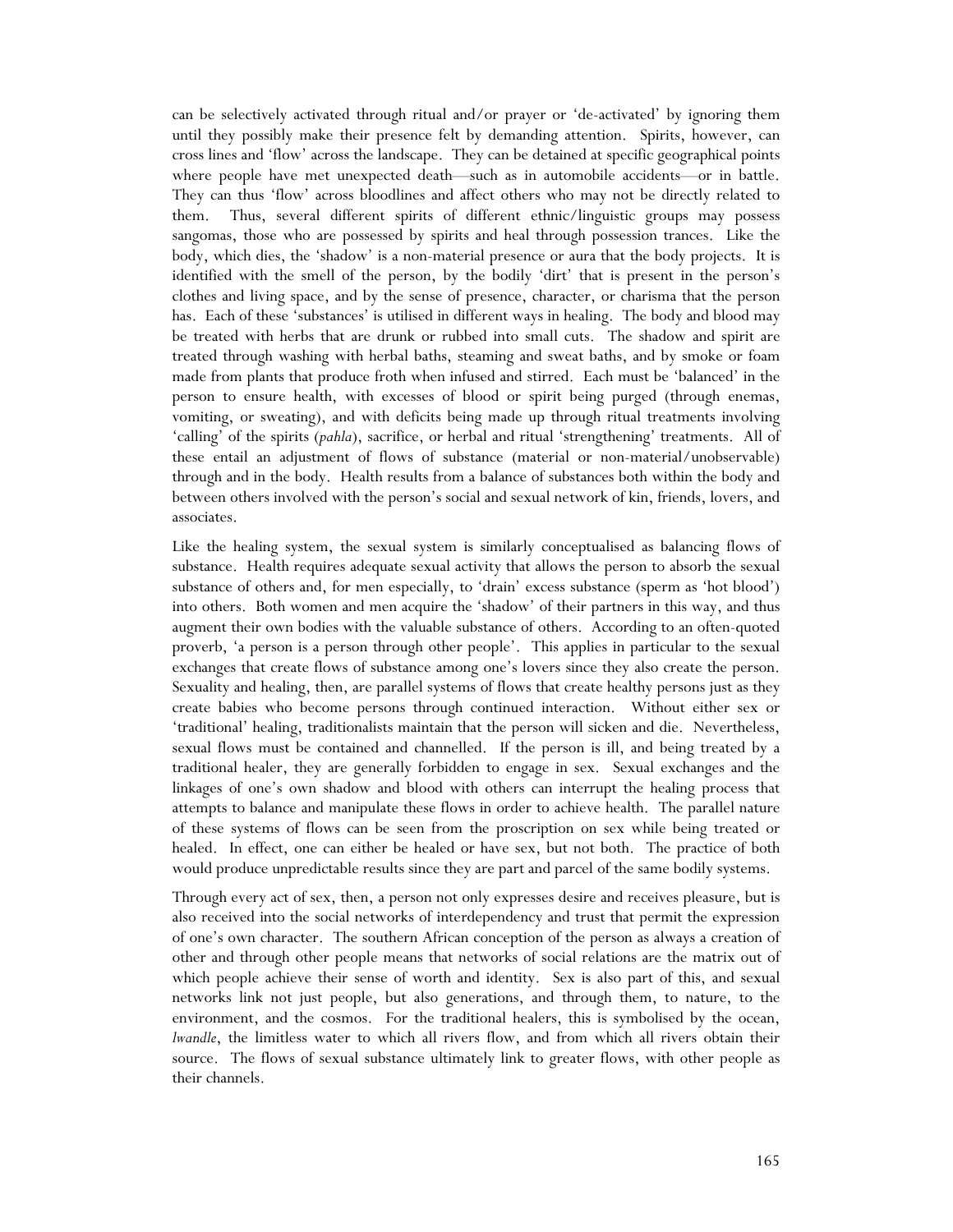can be selectively activated through ritual and/or prayer or 'de-activated' by ignoring them until they possibly make their presence felt by demanding attention. Spirits, however, can cross lines and 'flow' across the landscape. They can be detained at specific geographical points where people have met unexpected death—such as in automobile accidents—or in battle. They can thus 'flow' across bloodlines and affect others who may not be directly related to them. Thus, several different spirits of different ethnic/linguistic groups may possess sangomas, those who are possessed by spirits and heal through possession trances. Like the body, which dies, the 'shadow' is a non-material presence or aura that the body projects. It is identified with the smell of the person, by the bodily 'dirt' that is present in the person's clothes and living space, and by the sense of presence, character, or charisma that the person has. Each of these 'substances' is utilised in different ways in healing. The body and blood may be treated with herbs that are drunk or rubbed into small cuts. The shadow and spirit are treated through washing with herbal baths, steaming and sweat baths, and by smoke or foam made from plants that produce froth when infused and stirred. Each must be 'balanced' in the person to ensure health, with excesses of blood or spirit being purged (through enemas, vomiting, or sweating), and with deficits being made up through ritual treatments involving 'calling' of the spirits (*pahla*), sacrifice, or herbal and ritual 'strengthening' treatments. All of these entail an adjustment of flows of substance (material or non-material/unobservable) through and in the body. Health results from a balance of substances both within the body and between others involved with the person's social and sexual network of kin, friends, lovers, and associates.

Like the healing system, the sexual system is similarly conceptualised as balancing flows of substance. Health requires adequate sexual activity that allows the person to absorb the sexual substance of others and, for men especially, to 'drain' excess substance (sperm as 'hot blood') into others. Both women and men acquire the 'shadow' of their partners in this way, and thus augment their own bodies with the valuable substance of others. According to an often-quoted proverb, 'a person is a person through other people'. This applies in particular to the sexual exchanges that create flows of substance among one's lovers since they also create the person. Sexuality and healing, then, are parallel systems of flows that create healthy persons just as they create babies who become persons through continued interaction. Without either sex or 'traditional' healing, traditionalists maintain that the person will sicken and die. Nevertheless, sexual flows must be contained and channelled. If the person is ill, and being treated by a traditional healer, they are generally forbidden to engage in sex. Sexual exchanges and the linkages of one's own shadow and blood with others can interrupt the healing process that attempts to balance and manipulate these flows in order to achieve health. The parallel nature of these systems of flows can be seen from the proscription on sex while being treated or healed. In effect, one can either be healed or have sex, but not both. The practice of both would produce unpredictable results since they are part and parcel of the same bodily systems.

Through every act of sex, then, a person not only expresses desire and receives pleasure, but is also received into the social networks of interdependency and trust that permit the expression of one's own character. The southern African conception of the person as always a creation of other and through other people means that networks of social relations are the matrix out of which people achieve their sense of worth and identity. Sex is also part of this, and sexual networks link not just people, but also generations, and through them, to nature, to the environment, and the cosmos. For the traditional healers, this is symbolised by the ocean, *lwandle*, the limitless water to which all rivers flow, and from which all rivers obtain their source. The flows of sexual substance ultimately link to greater flows, with other people as their channels.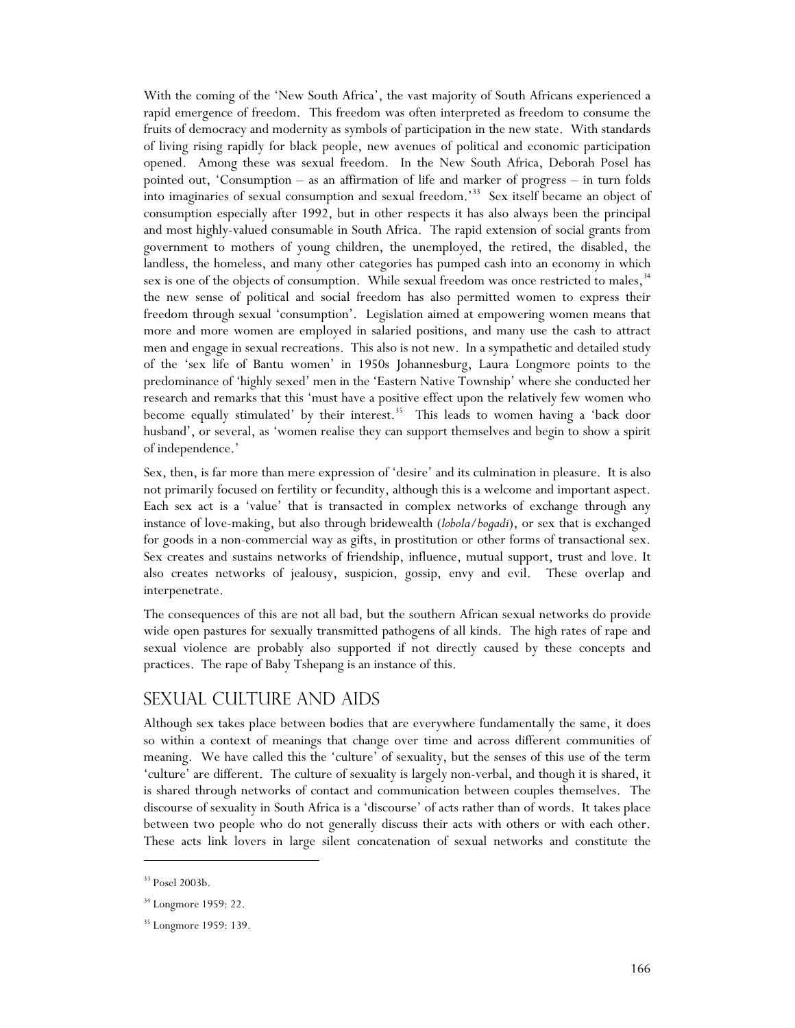With the coming of the 'New South Africa', the vast majority of South Africans experienced a rapid emergence of freedom. This freedom was often interpreted as freedom to consume the fruits of democracy and modernity as symbols of participation in the new state. With standards of living rising rapidly for black people, new avenues of political and economic participation opened. Among these was sexual freedom. In the New South Africa, Deborah Posel has pointed out, 'Consumption – as an affirmation of life and marker of progress – in turn folds into imaginaries of sexual consumption and sexual freedom.'[33] Sex itself became an object of consumption especially after 1992, but in other respects it has also always been the principal and most highly-valued consumable in South Africa. The rapid extension of social grants from government to mothers of young children, the unemployed, the retired, the disabled, the landless, the homeless, and many other categories has pumped cash into an economy in which sex is one of the objects of consumption. While sexual freedom was once restricted to males,[34] the new sense of political and social freedom has also permitted women to express their freedom through sexual 'consumption'. Legislation aimed at empowering women means that more and more women are employed in salaried positions, and many use the cash to attract men and engage in sexual recreations. This also is not new. In a sympathetic and detailed study of the 'sex life of Bantu women' in 1950s Johannesburg, Laura Longmore points to the predominance of 'highly sexed' men in the 'Eastern Native Township' where she conducted her research and remarks that this 'must have a positive effect upon the relatively few women who become equally stimulated' by their interest.[35] This leads to women having a 'back door husband', or several, as 'women realise they can support themselves and begin to show a spirit of independence.'

Sex, then, is far more than mere expression of 'desire' and its culmination in pleasure. It is also not primarily focused on fertility or fecundity, although this is a welcome and important aspect. Each sex act is a 'value' that is transacted in complex networks of exchange through any instance of love-making, but also through bridewealth (*lobola/bogadi*), or sex that is exchanged for goods in a non-commercial way as gifts, in prostitution or other forms of transactional sex. Sex creates and sustains networks of friendship, influence, mutual support, trust and love. It also creates networks of jealousy, suspicion, gossip, envy and evil. These overlap and interpenetrate.

The consequences of this are not all bad, but the southern African sexual networks do provide wide open pastures for sexually transmitted pathogens of all kinds. The high rates of rape and sexual violence are probably also supported if not directly caused by these concepts and practices. The rape of Baby Tshepang is an instance of this.

## Sexual Culture and AIDS

Although sex takes place between bodies that are everywhere fundamentally the same, it does so within a context of meanings that change over time and across different communities of meaning. We have called this the 'culture' of sexuality, but the senses of this use of the term 'culture' are different. The culture of sexuality is largely non-verbal, and though it is shared, it is shared through networks of contact and communication between couples themselves. The discourse of sexuality in South Africa is a 'discourse' of acts rather than of words. It takes place between two people who do not generally discuss their acts with others or with each other. These acts link lovers in large silent concatenation of sexual networks and constitute the

---

[33] Posel 2003b.

[34] Longmore 1959: 22.

[35] Longmore 1959: 139.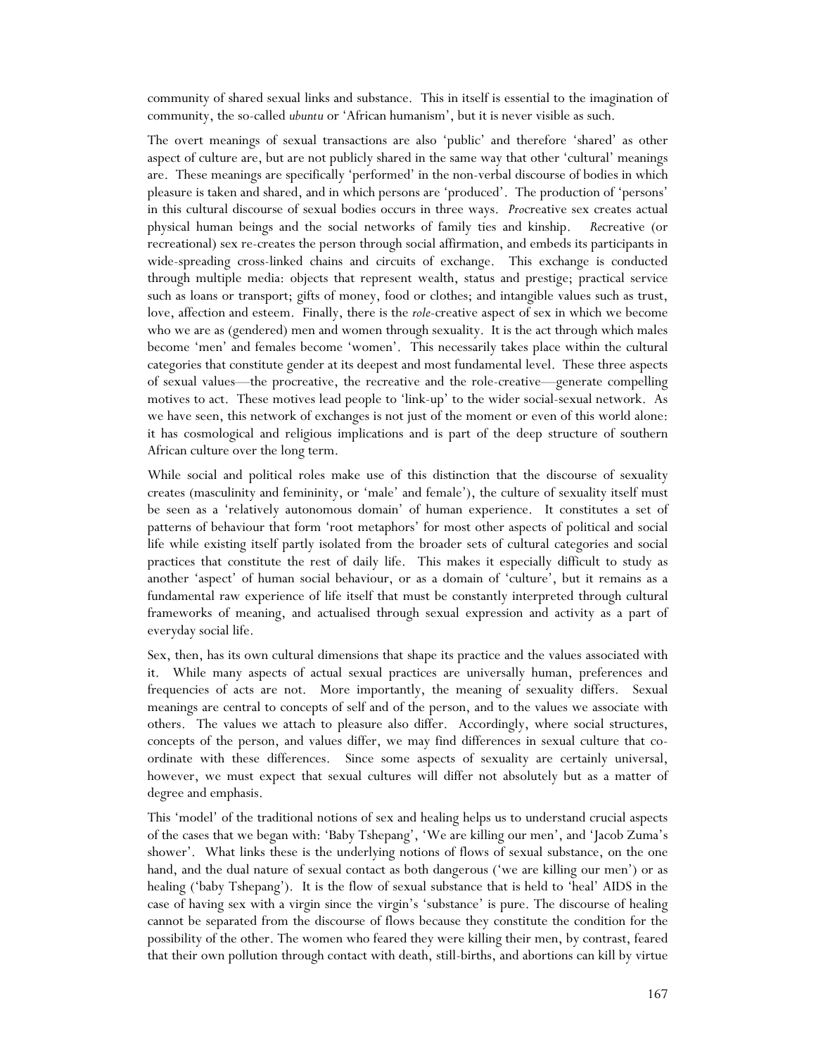community of shared sexual links and substance. This in itself is essential to the imagination of community, the so-called *ubuntu* or 'African humanism', but it is never visible as such.

The overt meanings of sexual transactions are also 'public' and therefore 'shared' as other aspect of culture are, but are not publicly shared in the same way that other 'cultural' meanings are. These meanings are specifically 'performed' in the non-verbal discourse of bodies in which pleasure is taken and shared, and in which persons are 'produced'. The production of 'persons' in this cultural discourse of sexual bodies occurs in three ways. *Pro*creative sex creates actual physical human beings and the social networks of family ties and kinship. *Re*creative (or recreational) sex re-creates the person through social affirmation, and embeds its participants in wide-spreading cross-linked chains and circuits of exchange. This exchange is conducted through multiple media: objects that represent wealth, status and prestige; practical service such as loans or transport; gifts of money, food or clothes; and intangible values such as trust, love, affection and esteem. Finally, there is the *role*-creative aspect of sex in which we become who we are as (gendered) men and women through sexuality. It is the act through which males become 'men' and females become 'women'. This necessarily takes place within the cultural categories that constitute gender at its deepest and most fundamental level. These three aspects of sexual values—the procreative, the recreative and the role-creative—generate compelling motives to act. These motives lead people to 'link-up' to the wider social-sexual network. As we have seen, this network of exchanges is not just of the moment or even of this world alone: it has cosmological and religious implications and is part of the deep structure of southern African culture over the long term.

While social and political roles make use of this distinction that the discourse of sexuality creates (masculinity and femininity, or 'male' and female'), the culture of sexuality itself must be seen as a 'relatively autonomous domain' of human experience. It constitutes a set of patterns of behaviour that form 'root metaphors' for most other aspects of political and social life while existing itself partly isolated from the broader sets of cultural categories and social practices that constitute the rest of daily life. This makes it especially difficult to study as another 'aspect' of human social behaviour, or as a domain of 'culture', but it remains as a fundamental raw experience of life itself that must be constantly interpreted through cultural frameworks of meaning, and actualised through sexual expression and activity as a part of everyday social life.

Sex, then, has its own cultural dimensions that shape its practice and the values associated with it. While many aspects of actual sexual practices are universally human, preferences and frequencies of acts are not. More importantly, the meaning of sexuality differs. Sexual meanings are central to concepts of self and of the person, and to the values we associate with others. The values we attach to pleasure also differ. Accordingly, where social structures, concepts of the person, and values differ, we may find differences in sexual culture that co-ordinate with these differences. Since some aspects of sexuality are certainly universal, however, we must expect that sexual cultures will differ not absolutely but as a matter of degree and emphasis.

This 'model' of the traditional notions of sex and healing helps us to understand crucial aspects of the cases that we began with: 'Baby Tshepang', 'We are killing our men', and 'Jacob Zuma's shower'. What links these is the underlying notions of flows of sexual substance, on the one hand, and the dual nature of sexual contact as both dangerous ('we are killing our men') or as healing ('baby Tshepang'). It is the flow of sexual substance that is held to 'heal' AIDS in the case of having sex with a virgin since the virgin's 'substance' is pure. The discourse of healing cannot be separated from the discourse of flows because they constitute the condition for the possibility of the other. The women who feared they were killing their men, by contrast, feared that their own pollution through contact with death, still-births, and abortions can kill by virtue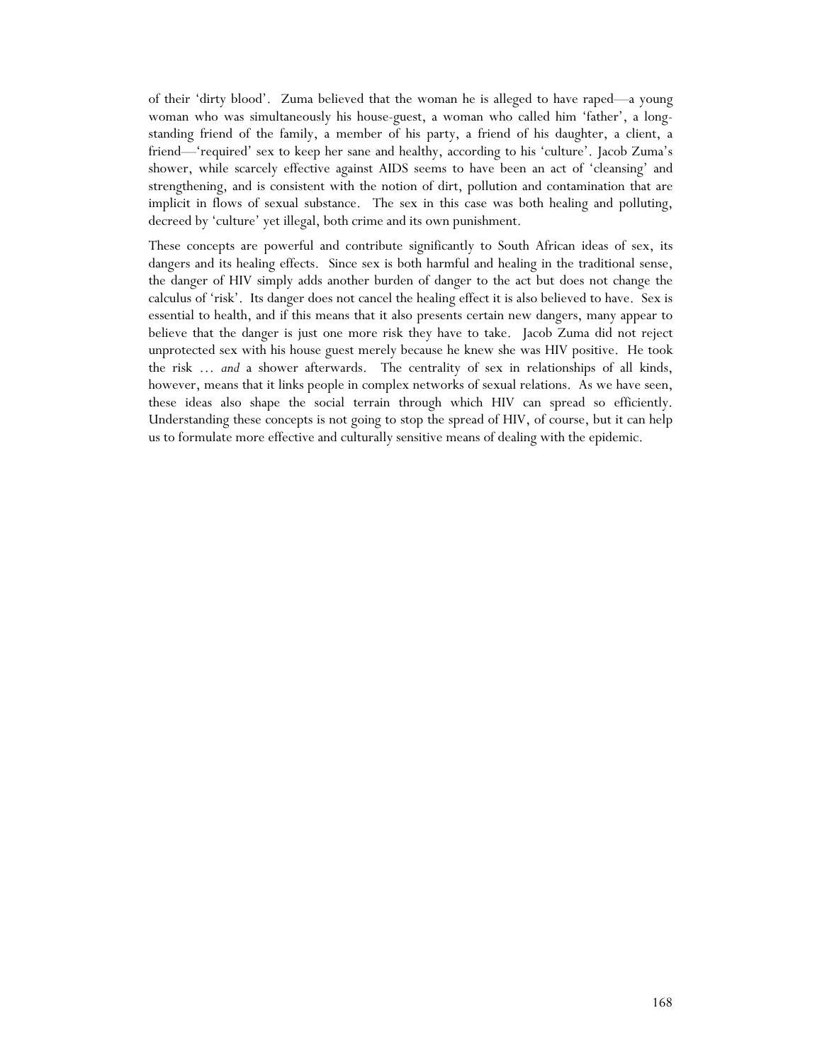of their 'dirty blood'. Zuma believed that the woman he is alleged to have raped—a young woman who was simultaneously his house-guest, a woman who called him 'father', a long-standing friend of the family, a member of his party, a friend of his daughter, a client, a friend—'required' sex to keep her sane and healthy, according to his 'culture'. Jacob Zuma's shower, while scarcely effective against AIDS seems to have been an act of 'cleansing' and strengthening, and is consistent with the notion of dirt, pollution and contamination that are implicit in flows of sexual substance. The sex in this case was both healing and polluting, decreed by 'culture' yet illegal, both crime and its own punishment.

These concepts are powerful and contribute significantly to South African ideas of sex, its dangers and its healing effects. Since sex is both harmful and healing in the traditional sense, the danger of HIV simply adds another burden of danger to the act but does not change the calculus of 'risk'. Its danger does not cancel the healing effect it is also believed to have. Sex is essential to health, and if this means that it also presents certain new dangers, many appear to believe that the danger is just one more risk they have to take. Jacob Zuma did not reject unprotected sex with his house guest merely because he knew she was HIV positive. He took the risk … *and* a shower afterwards. The centrality of sex in relationships of all kinds, however, means that it links people in complex networks of sexual relations. As we have seen, these ideas also shape the social terrain through which HIV can spread so efficiently. Understanding these concepts is not going to stop the spread of HIV, of course, but it can help us to formulate more effective and culturally sensitive means of dealing with the epidemic.